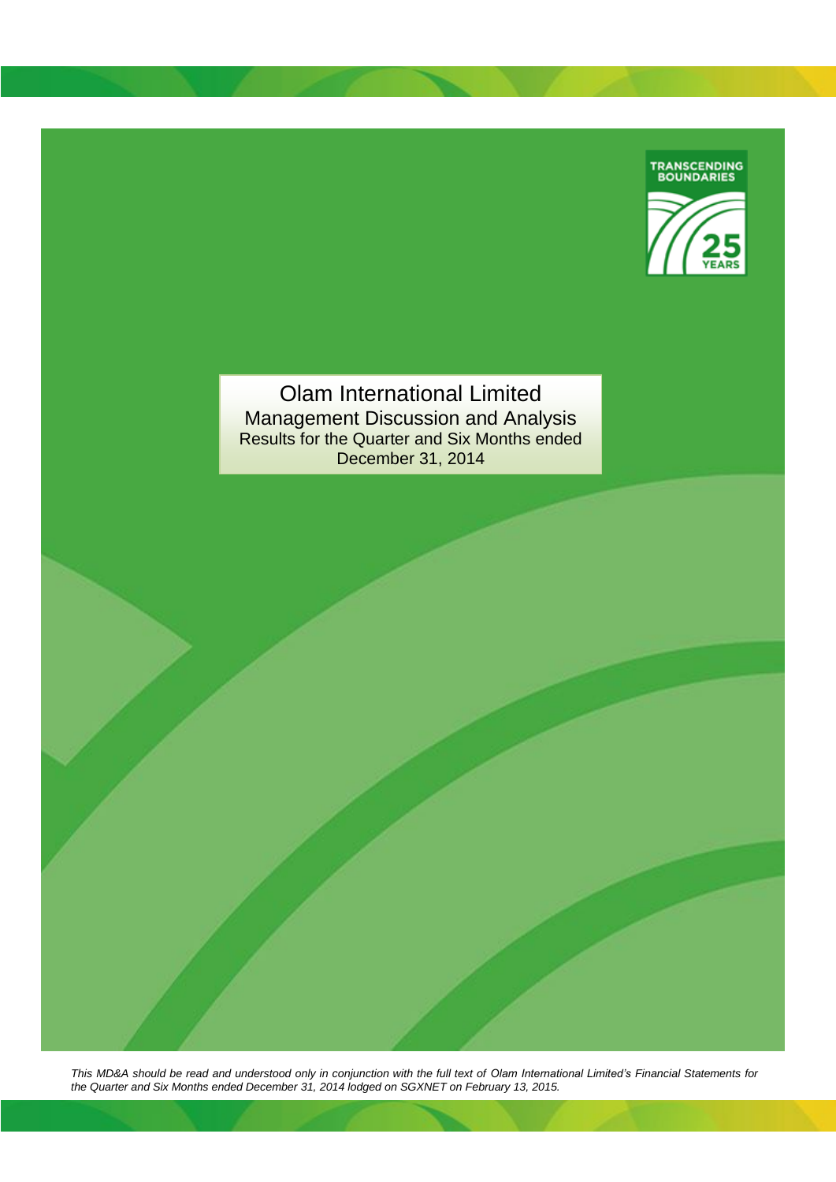# Olam International Limited

## Management Discussion and Analysis

Results for the Quarter and Six Months ended December 31, 2014

*This MD&A should be read and understood only in conjunction with the full text of Olam International Limited's Financial Statements for the Quarter and Six Months ended December 31, 2014 lodged on SGXNET on February 13, 2015.*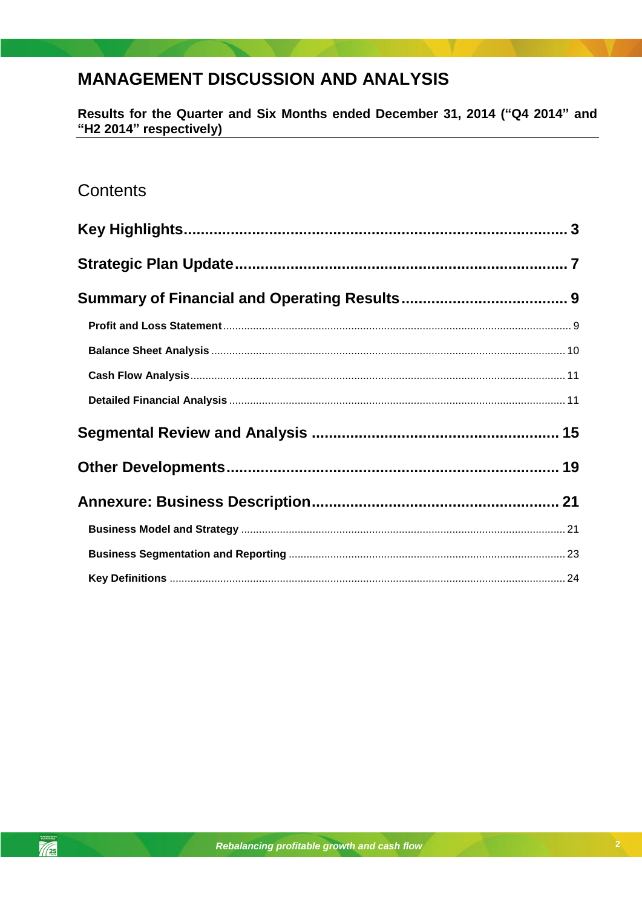# MANAGEMENT DISCUSSION AND ANALYSIS

**Results for the Quarter and Six Months ended December 31, 2014 ("Q4 2014" and "H2 2014" respectively)**

## Contents

**Key Highlights** ........................................................................................ 3

**Strategic Plan Update** .............................................................................. 7

**Summary of Financial and Operating Results** ....................................... 9

- **Profit and Loss Statement** .................................................................................................................. 9
- **Balance Sheet Analysis** ..................................................................................................................... 10
- **Cash Flow Analysis** ........................................................................................................................... 11
- **Detailed Financial Analysis** ............................................................................................................... 11

**Segmental Review and Analysis** .......................................................... 15

**Other Developments** ............................................................................. 19

**Annexure: Business Description** ......................................................... 21

- **Business Model and Strategy** ............................................................................................................ 21
- **Business Segmentation and Reporting** ............................................................................................. 23
- **Key Definitions** .................................................................................................................................. 24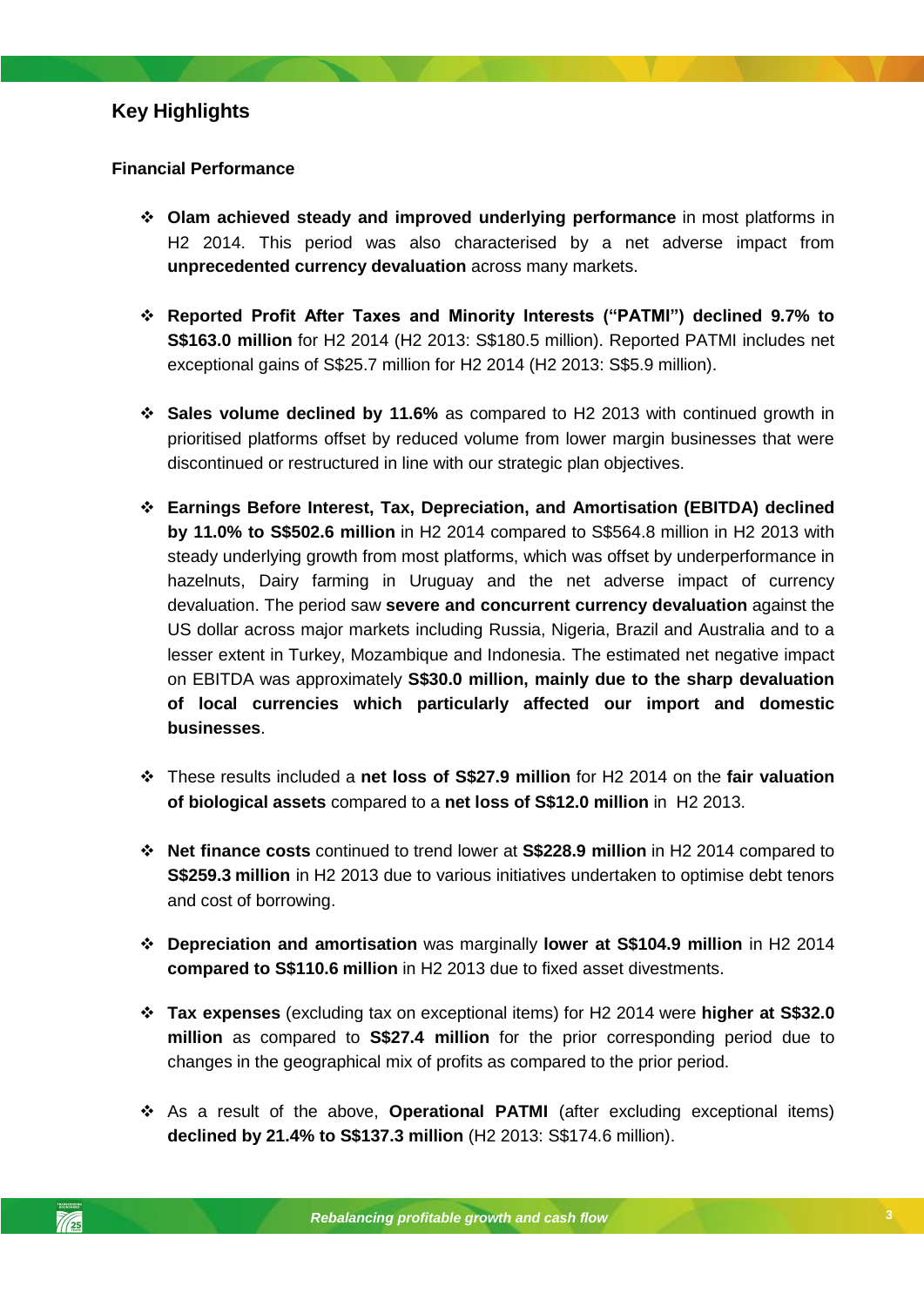## Key Highlights

### Financial Performance

- **Olam achieved steady and improved underlying performance** in most platforms in H2 2014. This period was also characterised by a net adverse impact from **unprecedented currency devaluation** across many markets.

- **Reported Profit After Taxes and Minority Interests ("PATMI") declined 9.7% to S$163.0 million** for H2 2014 (H2 2013: S$180.5 million). Reported PATMI includes net exceptional gains of S$25.7 million for H2 2014 (H2 2013: S$5.9 million).

- **Sales volume declined by 11.6%** as compared to H2 2013 with continued growth in prioritised platforms offset by reduced volume from lower margin businesses that were discontinued or restructured in line with our strategic plan objectives.

- **Earnings Before Interest, Tax, Depreciation, and Amortisation (EBITDA) declined by 11.0% to S$502.6 million** in H2 2014 compared to S$564.8 million in H2 2013 with steady underlying growth from most platforms, which was offset by underperformance in hazelnuts, Dairy farming in Uruguay and the net adverse impact of currency devaluation. The period saw **severe and concurrent currency devaluation** against the US dollar across major markets including Russia, Nigeria, Brazil and Australia and to a lesser extent in Turkey, Mozambique and Indonesia. The estimated net negative impact on EBITDA was approximately **S$30.0 million, mainly due to the sharp devaluation of local currencies which particularly affected our import and domestic businesses**.

- These results included a **net loss of S$27.9 million** for H2 2014 on the **fair valuation of biological assets** compared to a **net loss of S$12.0 million** in H2 2013.

- **Net finance costs** continued to trend lower at **S$228.9 million** in H2 2014 compared to **S$259.3 million** in H2 2013 due to various initiatives undertaken to optimise debt tenors and cost of borrowing.

- **Depreciation and amortisation** was marginally **lower at S$104.9 million** in H2 2014 **compared to S$110.6 million** in H2 2013 due to fixed asset divestments.

- **Tax expenses** (excluding tax on exceptional items) for H2 2014 were **higher at S$32.0 million** as compared to **S$27.4 million** for the prior corresponding period due to changes in the geographical mix of profits as compared to the prior period.

- As a result of the above, **Operational PATMI** (after excluding exceptional items) **declined by 21.4% to S$137.3 million** (H2 2013: S$174.6 million).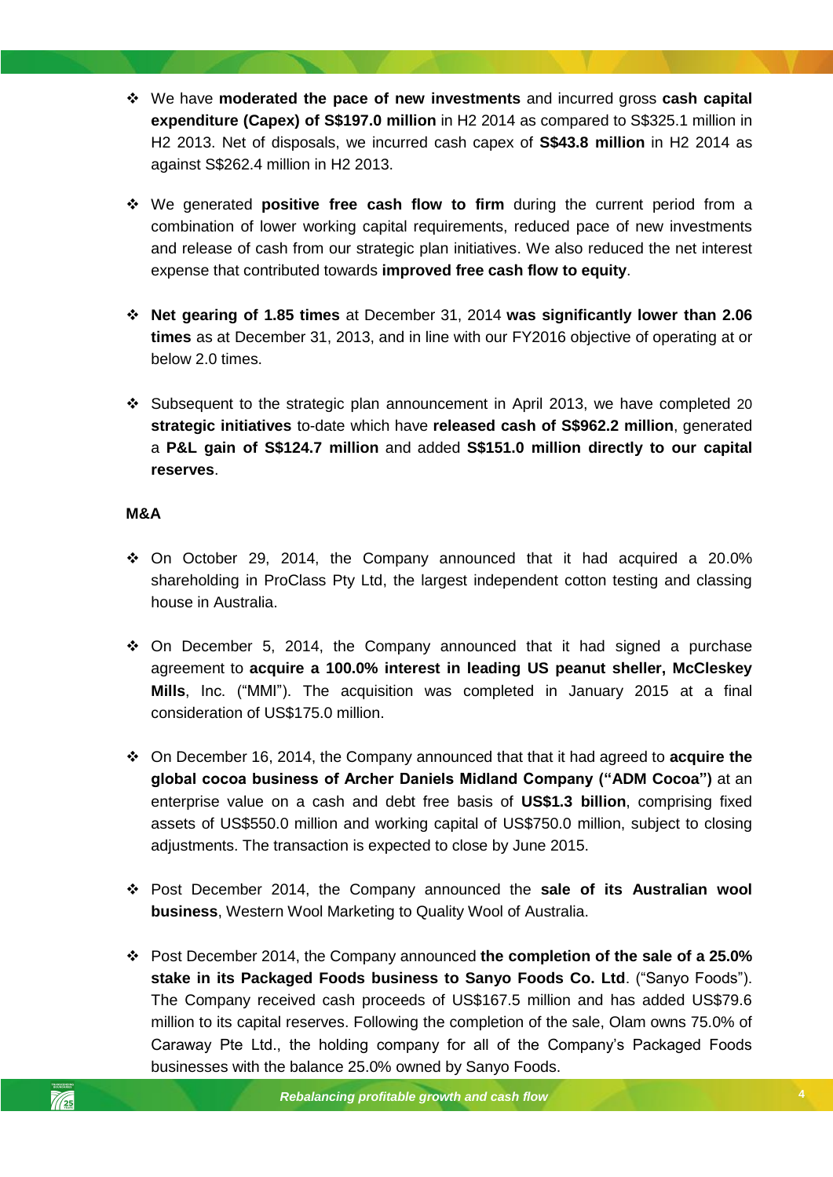- We have **moderated the pace of new investments** and incurred gross **cash capital expenditure (Capex) of S$197.0 million** in H2 2014 as compared to S$325.1 million in H2 2013. Net of disposals, we incurred cash capex of **S$43.8 million** in H2 2014 as against S$262.4 million in H2 2013.

- We generated **positive free cash flow to firm** during the current period from a combination of lower working capital requirements, reduced pace of new investments and release of cash from our strategic plan initiatives. We also reduced the net interest expense that contributed towards **improved free cash flow to equity**.

- **Net gearing of 1.85 times** at December 31, 2014 **was significantly lower than 2.06 times** as at December 31, 2013, and in line with our FY2016 objective of operating at or below 2.0 times.

- Subsequent to the strategic plan announcement in April 2013, we have completed 20 **strategic initiatives** to-date which have **released cash of S$962.2 million**, generated a **P&L gain of S$124.7 million** and added **S$151.0 million directly to our capital reserves**.

**M&A**

- On October 29, 2014, the Company announced that it had acquired a 20.0% shareholding in ProClass Pty Ltd, the largest independent cotton testing and classing house in Australia.

- On December 5, 2014, the Company announced that it had signed a purchase agreement to **acquire a 100.0% interest in leading US peanut sheller, McCleskey Mills**, Inc. ("MMI"). The acquisition was completed in January 2015 at a final consideration of US$175.0 million.

- On December 16, 2014, the Company announced that that it had agreed to **acquire the global cocoa business of Archer Daniels Midland Company ("ADM Cocoa")** at an enterprise value on a cash and debt free basis of **US$1.3 billion**, comprising fixed assets of US$550.0 million and working capital of US$750.0 million, subject to closing adjustments. The transaction is expected to close by June 2015.

- Post December 2014, the Company announced the **sale of its Australian wool business**, Western Wool Marketing to Quality Wool of Australia.

- Post December 2014, the Company announced **the completion of the sale of a 25.0% stake in its Packaged Foods business to Sanyo Foods Co. Ltd**. ("Sanyo Foods"). The Company received cash proceeds of US$167.5 million and has added US$79.6 million to its capital reserves. Following the completion of the sale, Olam owns 75.0% of Caraway Pte Ltd., the holding company for all of the Company's Packaged Foods businesses with the balance 25.0% owned by Sanyo Foods.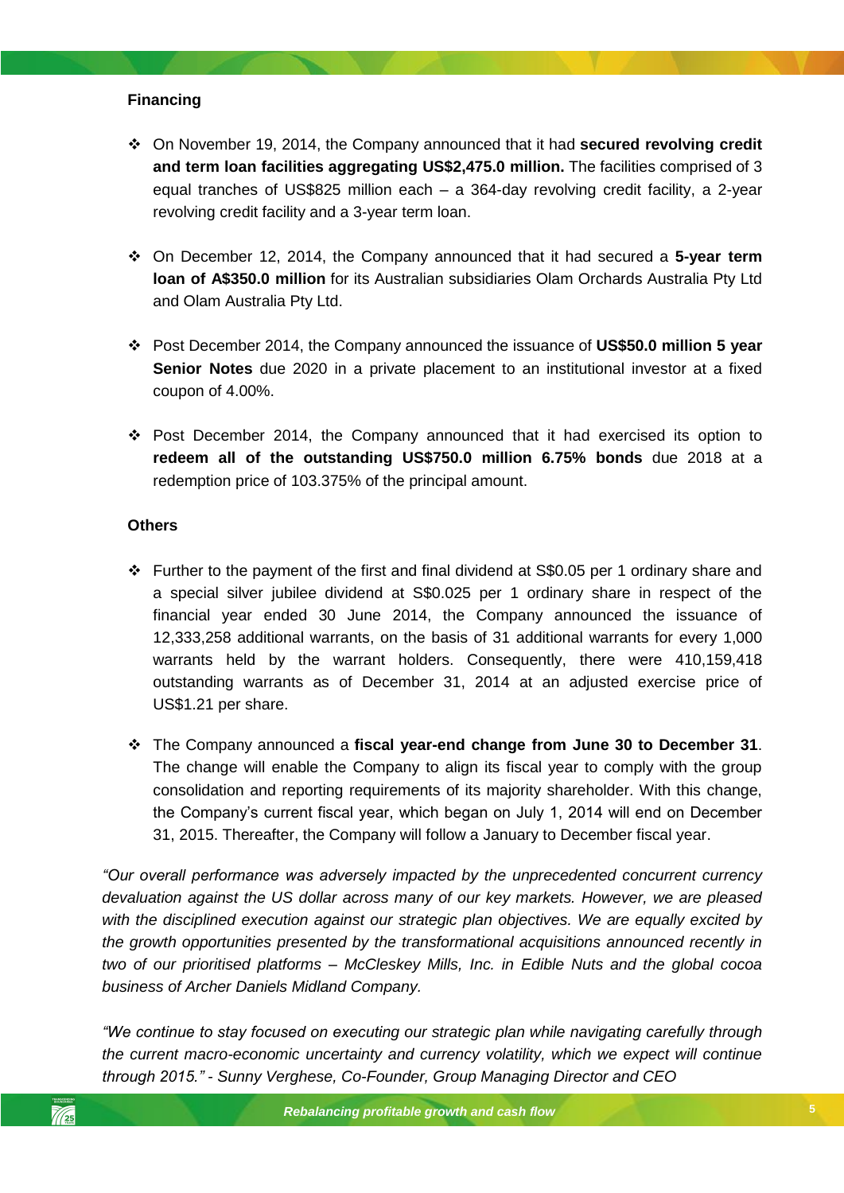**Financing**

- On November 19, 2014, the Company announced that it had **secured revolving credit and term loan facilities aggregating US$2,475.0 million.** The facilities comprised of 3 equal tranches of US$825 million each – a 364-day revolving credit facility, a 2-year revolving credit facility and a 3-year term loan.

- On December 12, 2014, the Company announced that it had secured a **5-year term loan of A$350.0 million** for its Australian subsidiaries Olam Orchards Australia Pty Ltd and Olam Australia Pty Ltd.

- Post December 2014, the Company announced the issuance of **US$50.0 million 5 year Senior Notes** due 2020 in a private placement to an institutional investor at a fixed coupon of 4.00%.

- Post December 2014, the Company announced that it had exercised its option to **redeem all of the outstanding US$750.0 million 6.75% bonds** due 2018 at a redemption price of 103.375% of the principal amount.

**Others**

- Further to the payment of the first and final dividend at S$0.05 per 1 ordinary share and a special silver jubilee dividend at S$0.025 per 1 ordinary share in respect of the financial year ended 30 June 2014, the Company announced the issuance of 12,333,258 additional warrants, on the basis of 31 additional warrants for every 1,000 warrants held by the warrant holders. Consequently, there were 410,159,418 outstanding warrants as of December 31, 2014 at an adjusted exercise price of US$1.21 per share.

- The Company announced a **fiscal year-end change from June 30 to December 31**. The change will enable the Company to align its fiscal year to comply with the group consolidation and reporting requirements of its majority shareholder. With this change, the Company's current fiscal year, which began on July 1, 2014 will end on December 31, 2015. Thereafter, the Company will follow a January to December fiscal year.

*"Our overall performance was adversely impacted by the unprecedented concurrent currency devaluation against the US dollar across many of our key markets. However, we are pleased with the disciplined execution against our strategic plan objectives. We are equally excited by the growth opportunities presented by the transformational acquisitions announced recently in two of our prioritised platforms – McCleskey Mills, Inc. in Edible Nuts and the global cocoa business of Archer Daniels Midland Company.*

*"We continue to stay focused on executing our strategic plan while navigating carefully through the current macro-economic uncertainty and currency volatility, which we expect will continue through 2015." - Sunny Verghese, Co-Founder, Group Managing Director and CEO*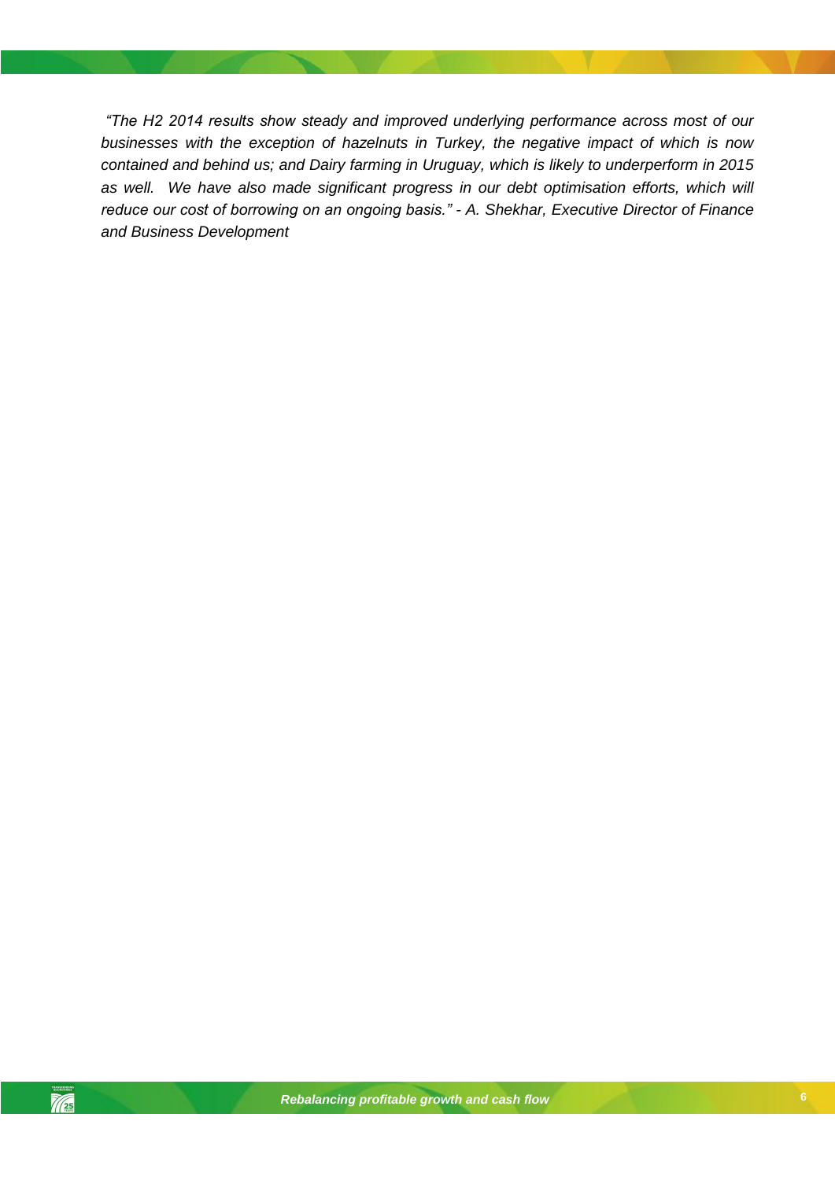*"The H2 2014 results show steady and improved underlying performance across most of our businesses with the exception of hazelnuts in Turkey, the negative impact of which is now contained and behind us; and Dairy farming in Uruguay, which is likely to underperform in 2015 as well. We have also made significant progress in our debt optimisation efforts, which will reduce our cost of borrowing on an ongoing basis." - A. Shekhar, Executive Director of Finance and Business Development*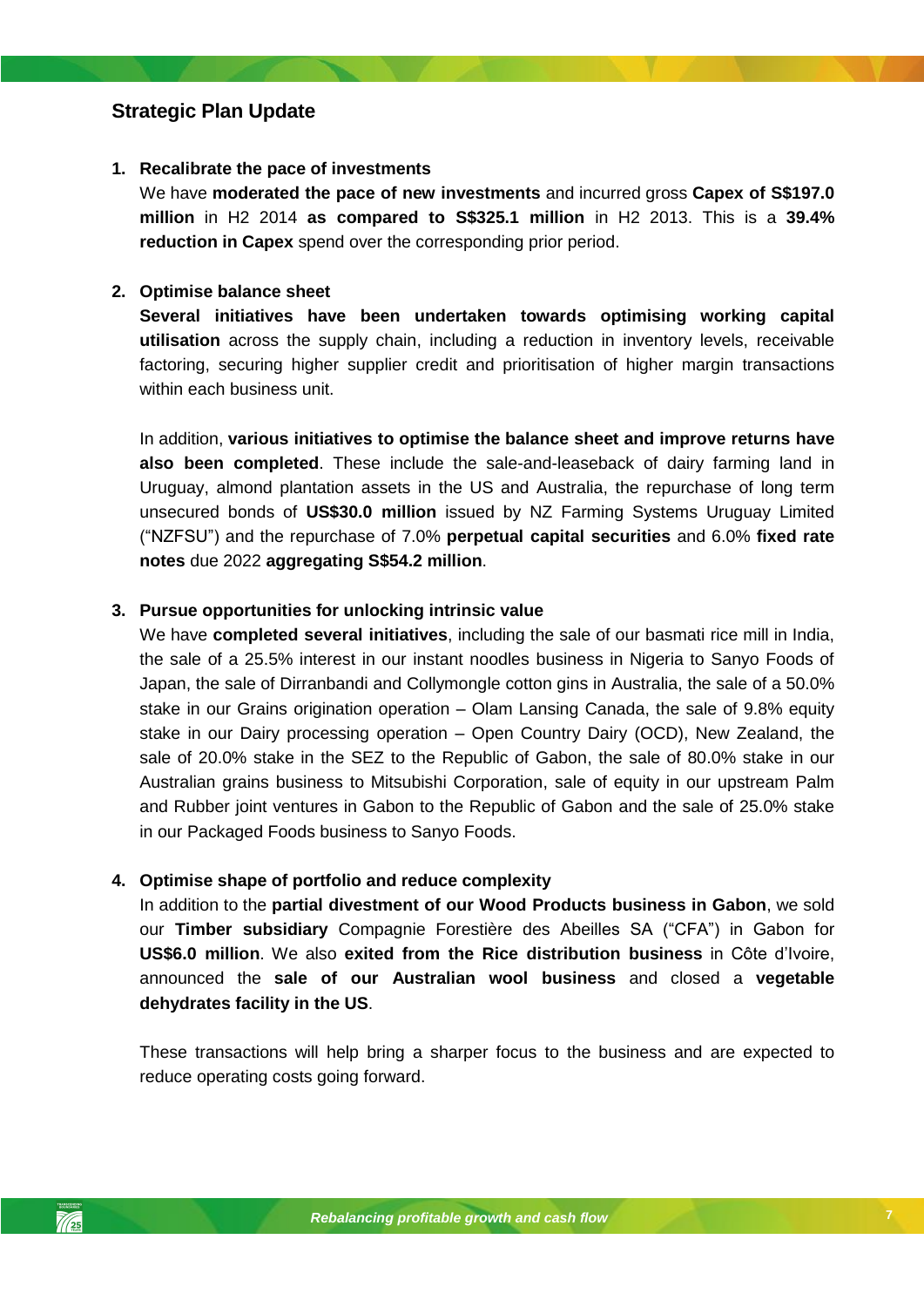## Strategic Plan Update

1. **Recalibrate the pace of investments**

   We have **moderated the pace of new investments** and incurred gross **Capex of S$197.0 million** in H2 2014 **as compared to S$325.1 million** in H2 2013. This is a **39.4% reduction in Capex** spend over the corresponding prior period.

2. **Optimise balance sheet**

   **Several initiatives have been undertaken towards optimising working capital utilisation** across the supply chain, including a reduction in inventory levels, receivable factoring, securing higher supplier credit and prioritisation of higher margin transactions within each business unit.

   In addition, **various initiatives to optimise the balance sheet and improve returns have also been completed**. These include the sale-and-leaseback of dairy farming land in Uruguay, almond plantation assets in the US and Australia, the repurchase of long term unsecured bonds of **US$30.0 million** issued by NZ Farming Systems Uruguay Limited ("NZFSU") and the repurchase of 7.0% **perpetual capital securities** and 6.0% **fixed rate notes** due 2022 **aggregating S$54.2 million**.

3. **Pursue opportunities for unlocking intrinsic value**

   We have **completed several initiatives**, including the sale of our basmati rice mill in India, the sale of a 25.5% interest in our instant noodles business in Nigeria to Sanyo Foods of Japan, the sale of Dirranbandi and Collymongle cotton gins in Australia, the sale of a 50.0% stake in our Grains origination operation – Olam Lansing Canada, the sale of 9.8% equity stake in our Dairy processing operation – Open Country Dairy (OCD), New Zealand, the sale of 20.0% stake in the SEZ to the Republic of Gabon, the sale of 80.0% stake in our Australian grains business to Mitsubishi Corporation, sale of equity in our upstream Palm and Rubber joint ventures in Gabon to the Republic of Gabon and the sale of 25.0% stake in our Packaged Foods business to Sanyo Foods.

4. **Optimise shape of portfolio and reduce complexity**

   In addition to the **partial divestment of our Wood Products business in Gabon**, we sold our **Timber subsidiary** Compagnie Forestière des Abeilles SA ("CFA") in Gabon for **US$6.0 million**. We also **exited from the Rice distribution business** in Côte d'Ivoire, announced the **sale of our Australian wool business** and closed a **vegetable dehydrates facility in the US**.

   These transactions will help bring a sharper focus to the business and are expected to reduce operating costs going forward.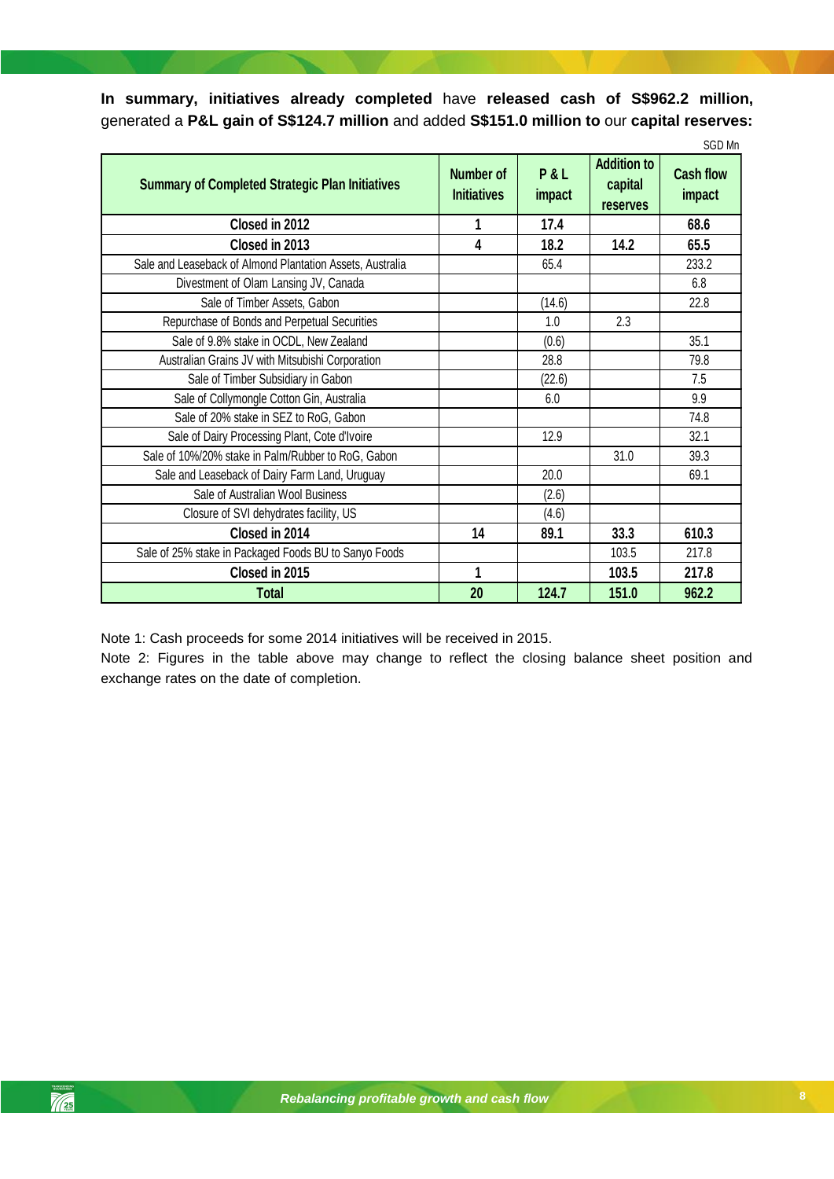**In summary, initiatives already completed** have **released cash of S$962.2 million,** generated a **P&L gain of S$124.7 million** and added **S$151.0 million to** our **capital reserves:**

SGD Mn

| Summary of Completed Strategic Plan Initiatives | Number of Initiatives | P & L impact | Addition to capital reserves | Cash flow impact |
|---|---|---|---|---|
| **Closed in 2012** | **1** | **17.4** | | **68.6** |
| **Closed in 2013** | **4** | **18.2** | **14.2** | **65.5** |
| Sale and Leaseback of Almond Plantation Assets, Australia | | 65.4 | | 233.2 |
| Divestment of Olam Lansing JV, Canada | | | | 6.8 |
| Sale of Timber Assets, Gabon | | (14.6) | | 22.8 |
| Repurchase of Bonds and Perpetual Securities | | 1.0 | 2.3 | |
| Sale of 9.8% stake in OCDL, New Zealand | | (0.6) | | 35.1 |
| Australian Grains JV with Mitsubishi Corporation | | 28.8 | | 79.8 |
| Sale of Timber Subsidiary in Gabon | | (22.6) | | 7.5 |
| Sale of Collymongle Cotton Gin, Australia | | 6.0 | | 9.9 |
| Sale of 20% stake in SEZ to RoG, Gabon | | | | 74.8 |
| Sale of Dairy Processing Plant, Cote d'Ivoire | | 12.9 | | 32.1 |
| Sale of 10%/20% stake in Palm/Rubber to RoG, Gabon | | | 31.0 | 39.3 |
| Sale and Leaseback of Dairy Farm Land, Uruguay | | 20.0 | | 69.1 |
| Sale of Australian Wool Business | | (2.6) | | |
| Closure of SVI dehydrates facility, US | | (4.6) | | |
| **Closed in 2014** | **14** | **89.1** | **33.3** | **610.3** |
| Sale of 25% stake in Packaged Foods BU to Sanyo Foods | | | 103.5 | 217.8 |
| **Closed in 2015** | **1** | | **103.5** | **217.8** |
| **Total** | **20** | **124.7** | **151.0** | **962.2** |

Note 1: Cash proceeds for some 2014 initiatives will be received in 2015.

Note 2: Figures in the table above may change to reflect the closing balance sheet position and exchange rates on the date of completion.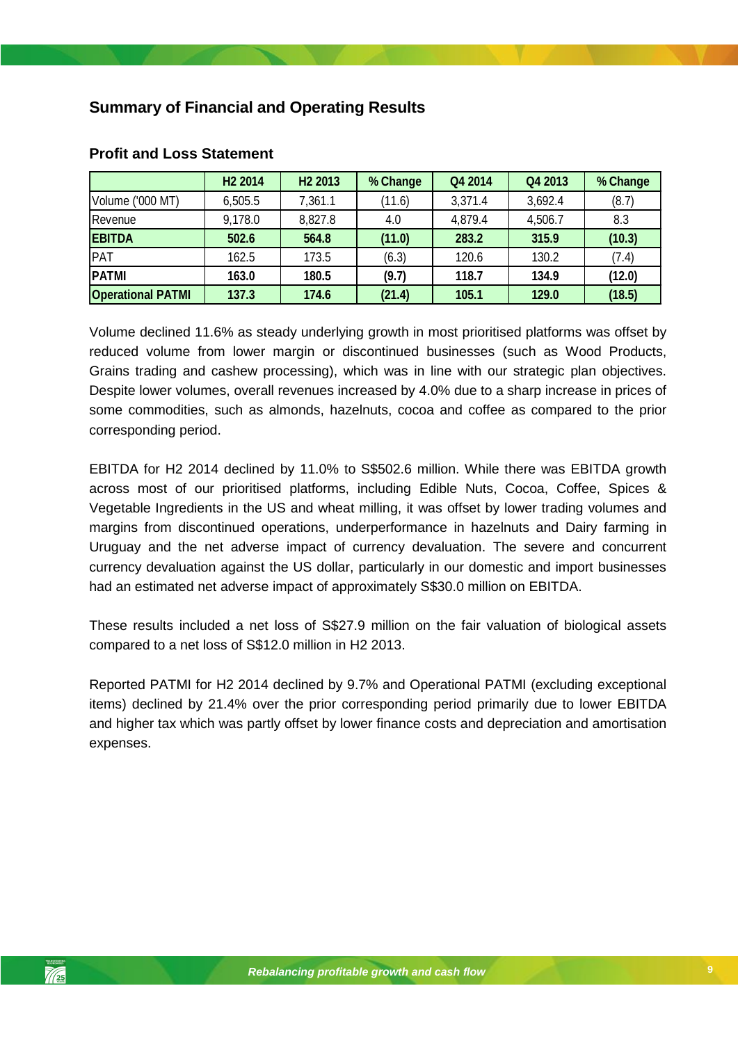## Summary of Financial and Operating Results

### Profit and Loss Statement

| | H2 2014 | H2 2013 | % Change | Q4 2014 | Q4 2013 | % Change |
|---|---|---|---|---|---|---|
| Volume ('000 MT) | 6,505.5 | 7,361.1 | (11.6) | 3,371.4 | 3,692.4 | (8.7) |
| Revenue | 9,178.0 | 8,827.8 | 4.0 | 4,879.4 | 4,506.7 | 8.3 |
| **EBITDA** | **502.6** | **564.8** | **(11.0)** | **283.2** | **315.9** | **(10.3)** |
| PAT | 162.5 | 173.5 | (6.3) | 120.6 | 130.2 | (7.4) |
| **PATMI** | **163.0** | **180.5** | **(9.7)** | **118.7** | **134.9** | **(12.0)** |
| **Operational PATMI** | **137.3** | **174.6** | **(21.4)** | **105.1** | **129.0** | **(18.5)** |

Volume declined 11.6% as steady underlying growth in most prioritised platforms was offset by reduced volume from lower margin or discontinued businesses (such as Wood Products, Grains trading and cashew processing), which was in line with our strategic plan objectives. Despite lower volumes, overall revenues increased by 4.0% due to a sharp increase in prices of some commodities, such as almonds, hazelnuts, cocoa and coffee as compared to the prior corresponding period.

EBITDA for H2 2014 declined by 11.0% to S$502.6 million. While there was EBITDA growth across most of our prioritised platforms, including Edible Nuts, Cocoa, Coffee, Spices & Vegetable Ingredients in the US and wheat milling, it was offset by lower trading volumes and margins from discontinued operations, underperformance in hazelnuts and Dairy farming in Uruguay and the net adverse impact of currency devaluation. The severe and concurrent currency devaluation against the US dollar, particularly in our domestic and import businesses had an estimated net adverse impact of approximately S$30.0 million on EBITDA.

These results included a net loss of S$27.9 million on the fair valuation of biological assets compared to a net loss of S$12.0 million in H2 2013.

Reported PATMI for H2 2014 declined by 9.7% and Operational PATMI (excluding exceptional items) declined by 21.4% over the prior corresponding period primarily due to lower EBITDA and higher tax which was partly offset by lower finance costs and depreciation and amortisation expenses.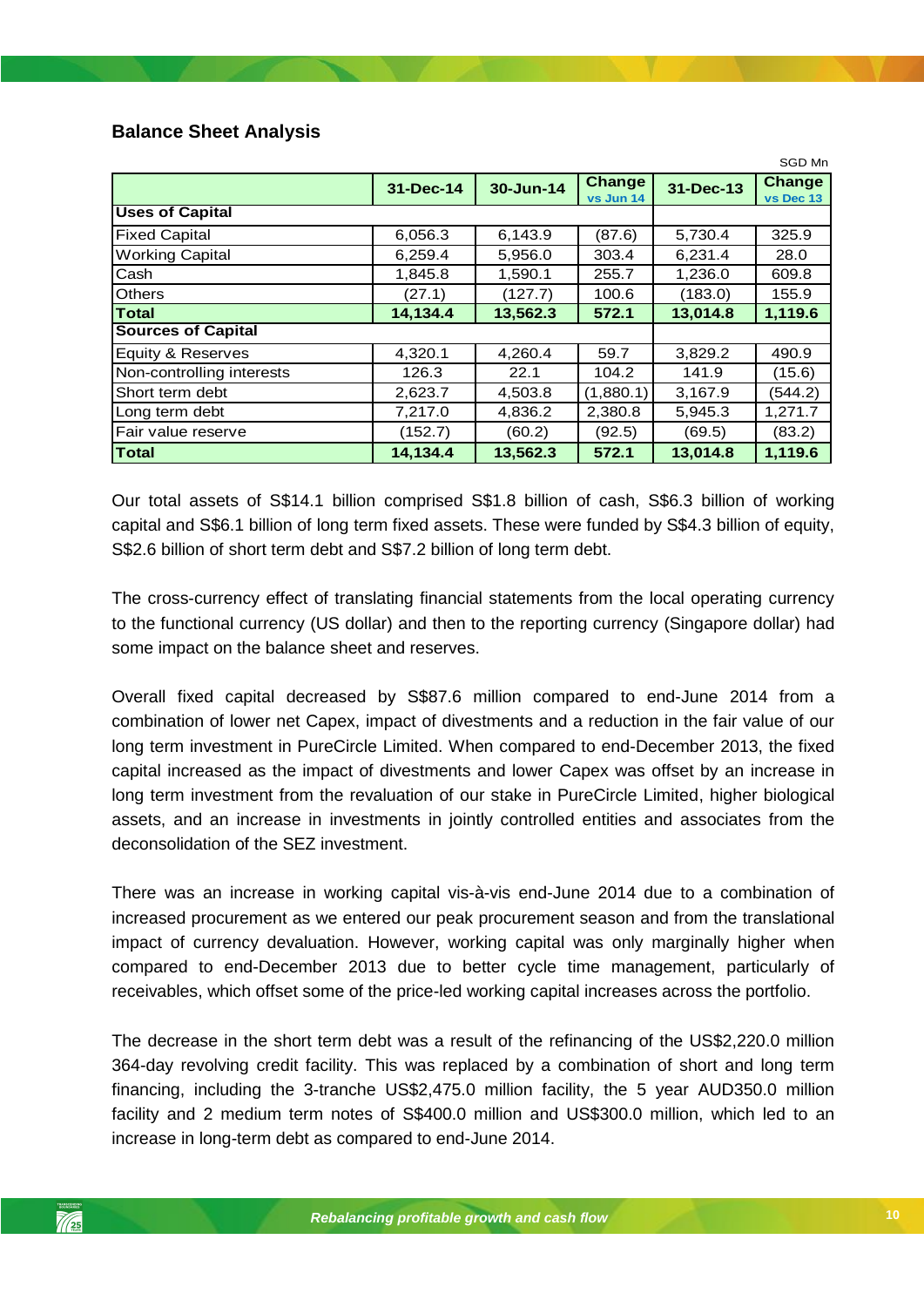## Balance Sheet Analysis

SGD Mn

| | 31-Dec-14 | 30-Jun-14 | Change vs Jun 14 | 31-Dec-13 | Change vs Dec 13 |
|---|---|---|---|---|---|
| **Uses of Capital** | | | | | |
| Fixed Capital | 6,056.3 | 6,143.9 | (87.6) | 5,730.4 | 325.9 |
| Working Capital | 6,259.4 | 5,956.0 | 303.4 | 6,231.4 | 28.0 |
| Cash | 1,845.8 | 1,590.1 | 255.7 | 1,236.0 | 609.8 |
| Others | (27.1) | (127.7) | 100.6 | (183.0) | 155.9 |
| **Total** | **14,134.4** | **13,562.3** | **572.1** | **13,014.8** | **1,119.6** |
| **Sources of Capital** | | | | | |
| Equity & Reserves | 4,320.1 | 4,260.4 | 59.7 | 3,829.2 | 490.9 |
| Non-controlling interests | 126.3 | 22.1 | 104.2 | 141.9 | (15.6) |
| Short term debt | 2,623.7 | 4,503.8 | (1,880.1) | 3,167.9 | (544.2) |
| Long term debt | 7,217.0 | 4,836.2 | 2,380.8 | 5,945.3 | 1,271.7 |
| Fair value reserve | (152.7) | (60.2) | (92.5) | (69.5) | (83.2) |
| **Total** | **14,134.4** | **13,562.3** | **572.1** | **13,014.8** | **1,119.6** |

Our total assets of S$14.1 billion comprised S$1.8 billion of cash, S$6.3 billion of working capital and S$6.1 billion of long term fixed assets. These were funded by S$4.3 billion of equity, S$2.6 billion of short term debt and S$7.2 billion of long term debt.

The cross-currency effect of translating financial statements from the local operating currency to the functional currency (US dollar) and then to the reporting currency (Singapore dollar) had some impact on the balance sheet and reserves.

Overall fixed capital decreased by S$87.6 million compared to end-June 2014 from a combination of lower net Capex, impact of divestments and a reduction in the fair value of our long term investment in PureCircle Limited. When compared to end-December 2013, the fixed capital increased as the impact of divestments and lower Capex was offset by an increase in long term investment from the revaluation of our stake in PureCircle Limited, higher biological assets, and an increase in investments in jointly controlled entities and associates from the deconsolidation of the SEZ investment.

There was an increase in working capital vis-à-vis end-June 2014 due to a combination of increased procurement as we entered our peak procurement season and from the translational impact of currency devaluation. However, working capital was only marginally higher when compared to end-December 2013 due to better cycle time management, particularly of receivables, which offset some of the price-led working capital increases across the portfolio.

The decrease in the short term debt was a result of the refinancing of the US$2,220.0 million 364-day revolving credit facility. This was replaced by a combination of short and long term financing, including the 3-tranche US$2,475.0 million facility, the 5 year AUD350.0 million facility and 2 medium term notes of S$400.0 million and US$300.0 million, which led to an increase in long-term debt as compared to end-June 2014.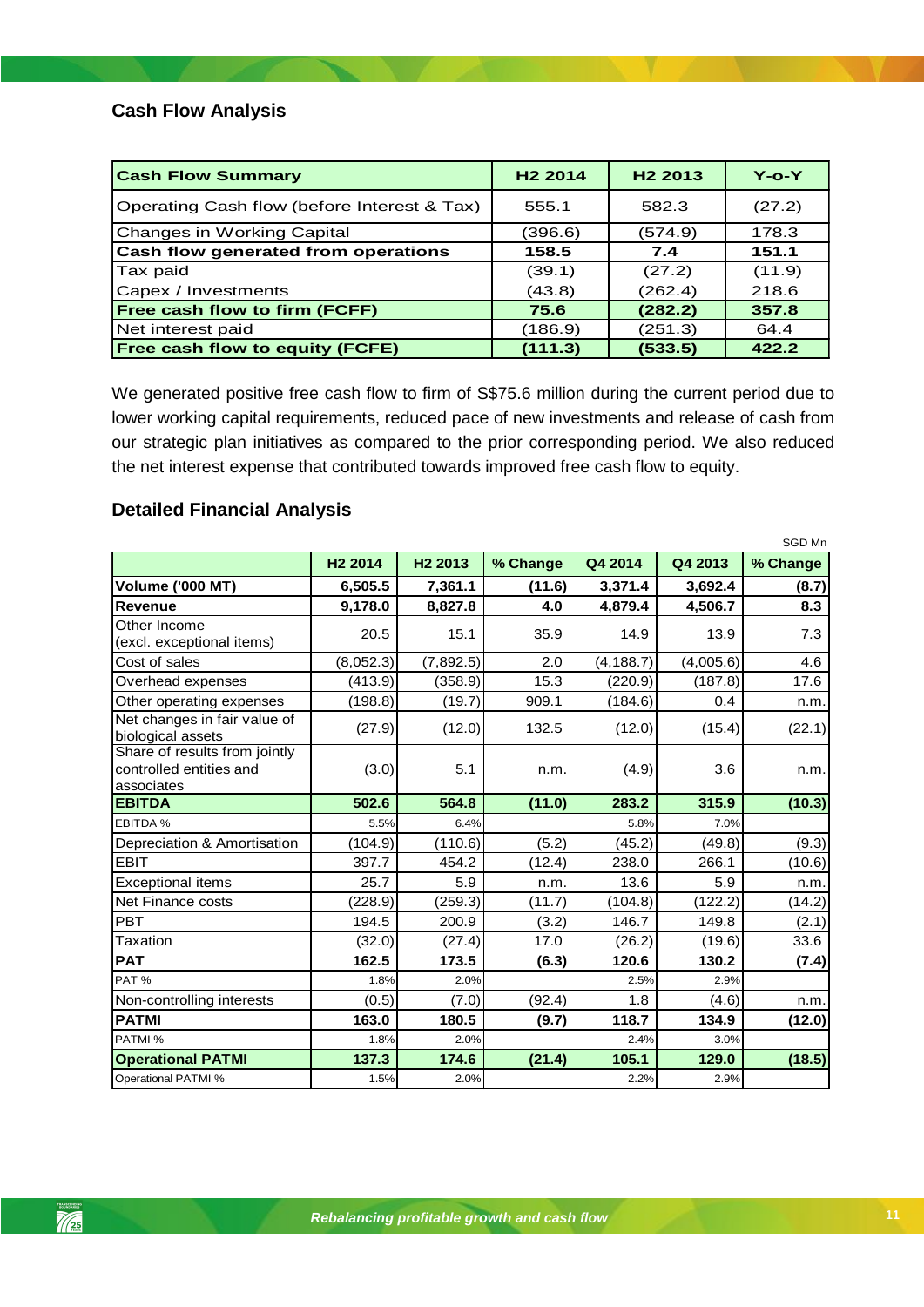## Cash Flow Analysis

| **Cash Flow Summary** | **H2 2014** | **H2 2013** | **Y-o-Y** |
|---|---|---|---|
| Operating Cash flow (before Interest & Tax) | 555.1 | 582.3 | (27.2) |
| Changes in Working Capital | (396.6) | (574.9) | 178.3 |
| **Cash flow generated from operations** | **158.5** | **7.4** | **151.1** |
| Tax paid | (39.1) | (27.2) | (11.9) |
| Capex / Investments | (43.8) | (262.4) | 218.6 |
| **Free cash flow to firm (FCFF)** | **75.6** | **(282.2)** | **357.8** |
| Net interest paid | (186.9) | (251.3) | 64.4 |
| **Free cash flow to equity (FCFE)** | **(111.3)** | **(533.5)** | **422.2** |

We generated positive free cash flow to firm of S$75.6 million during the current period due to lower working capital requirements, reduced pace of new investments and release of cash from our strategic plan initiatives as compared to the prior corresponding period. We also reduced the net interest expense that contributed towards improved free cash flow to equity.

## Detailed Financial Analysis

SGD Mn

| | H2 2014 | H2 2013 | % Change | Q4 2014 | Q4 2013 | % Change |
|---|---|---|---|---|---|---|
| **Volume ('000 MT)** | **6,505.5** | **7,361.1** | **(11.6)** | **3,371.4** | **3,692.4** | **(8.7)** |
| **Revenue** | **9,178.0** | **8,827.8** | **4.0** | **4,879.4** | **4,506.7** | **8.3** |
| Other Income (excl. exceptional items) | 20.5 | 15.1 | 35.9 | 14.9 | 13.9 | 7.3 |
| Cost of sales | (8,052.3) | (7,892.5) | 2.0 | (4,188.7) | (4,005.6) | 4.6 |
| Overhead expenses | (413.9) | (358.9) | 15.3 | (220.9) | (187.8) | 17.6 |
| Other operating expenses | (198.8) | (19.7) | 909.1 | (184.6) | 0.4 | n.m. |
| Net changes in fair value of biological assets | (27.9) | (12.0) | 132.5 | (12.0) | (15.4) | (22.1) |
| Share of results from jointly controlled entities and associates | (3.0) | 5.1 | n.m. | (4.9) | 3.6 | n.m. |
| **EBITDA** | **502.6** | **564.8** | **(11.0)** | **283.2** | **315.9** | **(10.3)** |
| EBITDA % | 5.5% | 6.4% | | 5.8% | 7.0% | |
| Depreciation & Amortisation | (104.9) | (110.6) | (5.2) | (45.2) | (49.8) | (9.3) |
| EBIT | 397.7 | 454.2 | (12.4) | 238.0 | 266.1 | (10.6) |
| Exceptional items | 25.7 | 5.9 | n.m. | 13.6 | 5.9 | n.m. |
| Net Finance costs | (228.9) | (259.3) | (11.7) | (104.8) | (122.2) | (14.2) |
| PBT | 194.5 | 200.9 | (3.2) | 146.7 | 149.8 | (2.1) |
| Taxation | (32.0) | (27.4) | 17.0 | (26.2) | (19.6) | 33.6 |
| **PAT** | **162.5** | **173.5** | **(6.3)** | **120.6** | **130.2** | **(7.4)** |
| PAT % | 1.8% | 2.0% | | 2.5% | 2.9% | |
| Non-controlling interests | (0.5) | (7.0) | (92.4) | 1.8 | (4.6) | n.m. |
| **PATMI** | **163.0** | **180.5** | **(9.7)** | **118.7** | **134.9** | **(12.0)** |
| PATMI % | 1.8% | 2.0% | | 2.4% | 3.0% | |
| **Operational PATMI** | **137.3** | **174.6** | **(21.4)** | **105.1** | **129.0** | **(18.5)** |
| Operational PATMI % | 1.5% | 2.0% | | 2.2% | 2.9% | |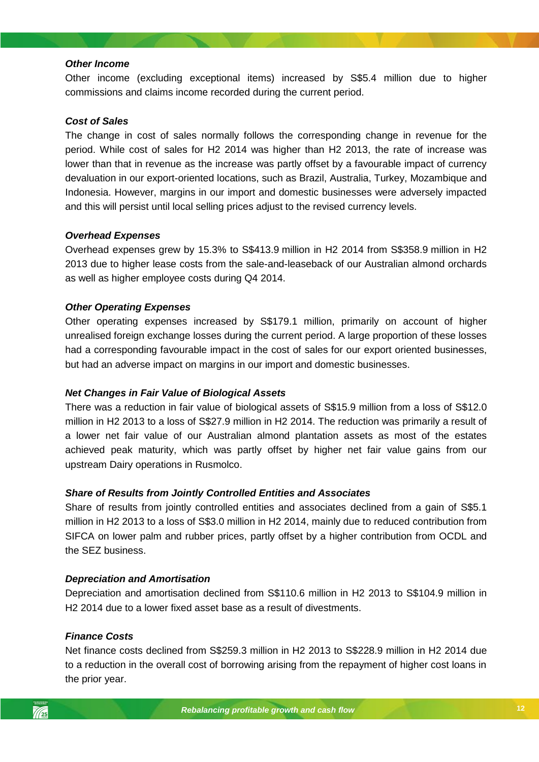***Other Income***

Other income (excluding exceptional items) increased by S$5.4 million due to higher commissions and claims income recorded during the current period.

***Cost of Sales***

The change in cost of sales normally follows the corresponding change in revenue for the period. While cost of sales for H2 2014 was higher than H2 2013, the rate of increase was lower than that in revenue as the increase was partly offset by a favourable impact of currency devaluation in our export-oriented locations, such as Brazil, Australia, Turkey, Mozambique and Indonesia. However, margins in our import and domestic businesses were adversely impacted and this will persist until local selling prices adjust to the revised currency levels.

***Overhead Expenses***

Overhead expenses grew by 15.3% to S$413.9 million in H2 2014 from S$358.9 million in H2 2013 due to higher lease costs from the sale-and-leaseback of our Australian almond orchards as well as higher employee costs during Q4 2014.

***Other Operating Expenses***

Other operating expenses increased by S$179.1 million, primarily on account of higher unrealised foreign exchange losses during the current period. A large proportion of these losses had a corresponding favourable impact in the cost of sales for our export oriented businesses, but had an adverse impact on margins in our import and domestic businesses.

***Net Changes in Fair Value of Biological Assets***

There was a reduction in fair value of biological assets of S$15.9 million from a loss of S$12.0 million in H2 2013 to a loss of S$27.9 million in H2 2014. The reduction was primarily a result of a lower net fair value of our Australian almond plantation assets as most of the estates achieved peak maturity, which was partly offset by higher net fair value gains from our upstream Dairy operations in Rusmolco.

***Share of Results from Jointly Controlled Entities and Associates***

Share of results from jointly controlled entities and associates declined from a gain of S$5.1 million in H2 2013 to a loss of S$3.0 million in H2 2014, mainly due to reduced contribution from SIFCA on lower palm and rubber prices, partly offset by a higher contribution from OCDL and the SEZ business.

***Depreciation and Amortisation***

Depreciation and amortisation declined from S$110.6 million in H2 2013 to S$104.9 million in H2 2014 due to a lower fixed asset base as a result of divestments.

***Finance Costs***

Net finance costs declined from S$259.3 million in H2 2013 to S$228.9 million in H2 2014 due to a reduction in the overall cost of borrowing arising from the repayment of higher cost loans in the prior year.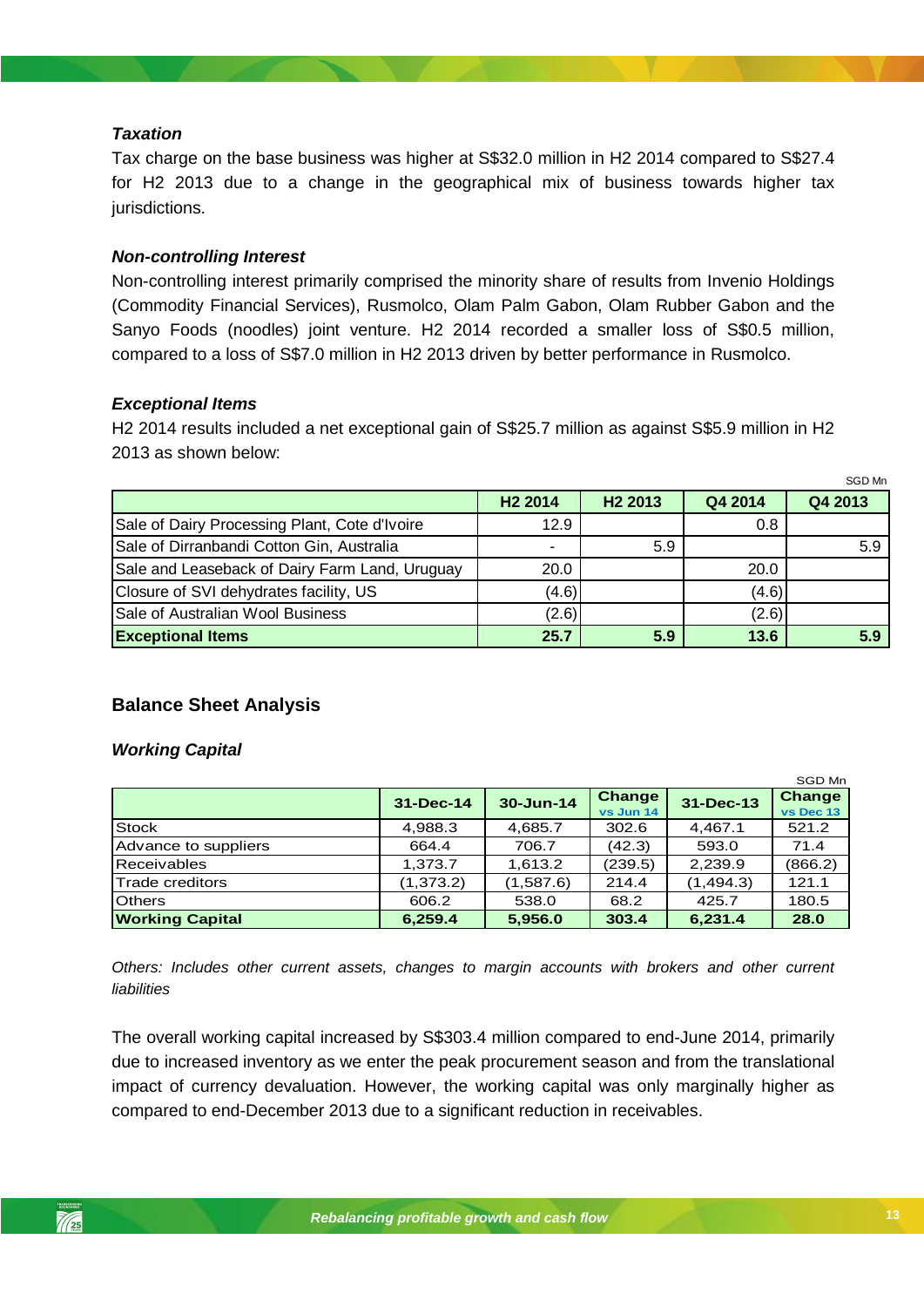### *Taxation*

Tax charge on the base business was higher at S$32.0 million in H2 2014 compared to S$27.4 for H2 2013 due to a change in the geographical mix of business towards higher tax jurisdictions.

### *Non-controlling Interest*

Non-controlling interest primarily comprised the minority share of results from Invenio Holdings (Commodity Financial Services), Rusmolco, Olam Palm Gabon, Olam Rubber Gabon and the Sanyo Foods (noodles) joint venture. H2 2014 recorded a smaller loss of S$0.5 million, compared to a loss of S$7.0 million in H2 2013 driven by better performance in Rusmolco.

### *Exceptional Items*

H2 2014 results included a net exceptional gain of S$25.7 million as against S$5.9 million in H2 2013 as shown below:

SGD Mn

| | H2 2014 | H2 2013 | Q4 2014 | Q4 2013 |
|---|---|---|---|---|
| Sale of Dairy Processing Plant, Cote d'Ivoire | 12.9 | | 0.8 | |
| Sale of Dirranbandi Cotton Gin, Australia | - | 5.9 | | 5.9 |
| Sale and Leaseback of Dairy Farm Land, Uruguay | 20.0 | | 20.0 | |
| Closure of SVI dehydrates facility, US | (4.6) | | (4.6) | |
| Sale of Australian Wool Business | (2.6) | | (2.6) | |
| **Exceptional Items** | **25.7** | **5.9** | **13.6** | **5.9** |

## Balance Sheet Analysis

### *Working Capital*

SGD Mn

| | 31-Dec-14 | 30-Jun-14 | Change vs Jun 14 | 31-Dec-13 | Change vs Dec 13 |
|---|---|---|---|---|---|
| Stock | 4,988.3 | 4,685.7 | 302.6 | 4,467.1 | 521.2 |
| Advance to suppliers | 664.4 | 706.7 | (42.3) | 593.0 | 71.4 |
| Receivables | 1,373.7 | 1,613.2 | (239.5) | 2,239.9 | (866.2) |
| Trade creditors | (1,373.2) | (1,587.6) | 214.4 | (1,494.3) | 121.1 |
| Others | 606.2 | 538.0 | 68.2 | 425.7 | 180.5 |
| **Working Capital** | **6,259.4** | **5,956.0** | **303.4** | **6,231.4** | **28.0** |

*Others: Includes other current assets, changes to margin accounts with brokers and other current liabilities*

The overall working capital increased by S$303.4 million compared to end-June 2014, primarily due to increased inventory as we enter the peak procurement season and from the translational impact of currency devaluation. However, the working capital was only marginally higher as compared to end-December 2013 due to a significant reduction in receivables.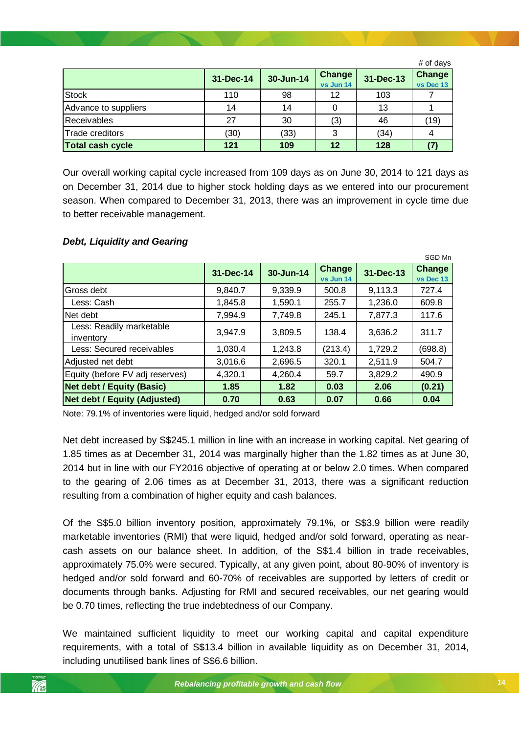# of days

| | 31-Dec-14 | 30-Jun-14 | Change vs Jun 14 | 31-Dec-13 | Change vs Dec 13 |
|---|---|---|---|---|---|
| Stock | 110 | 98 | 12 | 103 | 7 |
| Advance to suppliers | 14 | 14 | 0 | 13 | 1 |
| Receivables | 27 | 30 | (3) | 46 | (19) |
| Trade creditors | (30) | (33) | 3 | (34) | 4 |
| **Total cash cycle** | **121** | **109** | **12** | **128** | **(7)** |

Our overall working capital cycle increased from 109 days as on June 30, 2014 to 121 days as on December 31, 2014 due to higher stock holding days as we entered into our procurement season. When compared to December 31, 2013, there was an improvement in cycle time due to better receivable management.

***Debt, Liquidity and Gearing***

SGD Mn

| | 31-Dec-14 | 30-Jun-14 | Change vs Jun 14 | 31-Dec-13 | Change vs Dec 13 |
|---|---|---|---|---|---|
| Gross debt | 9,840.7 | 9,339.9 | 500.8 | 9,113.3 | 727.4 |
| Less: Cash | 1,845.8 | 1,590.1 | 255.7 | 1,236.0 | 609.8 |
| Net debt | 7,994.9 | 7,749.8 | 245.1 | 7,877.3 | 117.6 |
| Less: Readily marketable inventory | 3,947.9 | 3,809.5 | 138.4 | 3,636.2 | 311.7 |
| Less: Secured receivables | 1,030.4 | 1,243.8 | (213.4) | 1,729.2 | (698.8) |
| Adjusted net debt | 3,016.6 | 2,696.5 | 320.1 | 2,511.9 | 504.7 |
| Equity (before FV adj reserves) | 4,320.1 | 4,260.4 | 59.7 | 3,829.2 | 490.9 |
| **Net debt / Equity (Basic)** | **1.85** | **1.82** | **0.03** | **2.06** | **(0.21)** |
| **Net debt / Equity (Adjusted)** | **0.70** | **0.63** | **0.07** | **0.66** | **0.04** |

Note: 79.1% of inventories were liquid, hedged and/or sold forward

Net debt increased by S$245.1 million in line with an increase in working capital. Net gearing of 1.85 times as at December 31, 2014 was marginally higher than the 1.82 times as at June 30, 2014 but in line with our FY2016 objective of operating at or below 2.0 times. When compared to the gearing of 2.06 times as at December 31, 2013, there was a significant reduction resulting from a combination of higher equity and cash balances.

Of the S$5.0 billion inventory position, approximately 79.1%, or S$3.9 billion were readily marketable inventories (RMI) that were liquid, hedged and/or sold forward, operating as near-cash assets on our balance sheet. In addition, of the S$1.4 billion in trade receivables, approximately 75.0% were secured. Typically, at any given point, about 80-90% of inventory is hedged and/or sold forward and 60-70% of receivables are supported by letters of credit or documents through banks. Adjusting for RMI and secured receivables, our net gearing would be 0.70 times, reflecting the true indebtedness of our Company.

We maintained sufficient liquidity to meet our working capital and capital expenditure requirements, with a total of S$13.4 billion in available liquidity as on December 31, 2014, including unutilised bank lines of S$6.6 billion.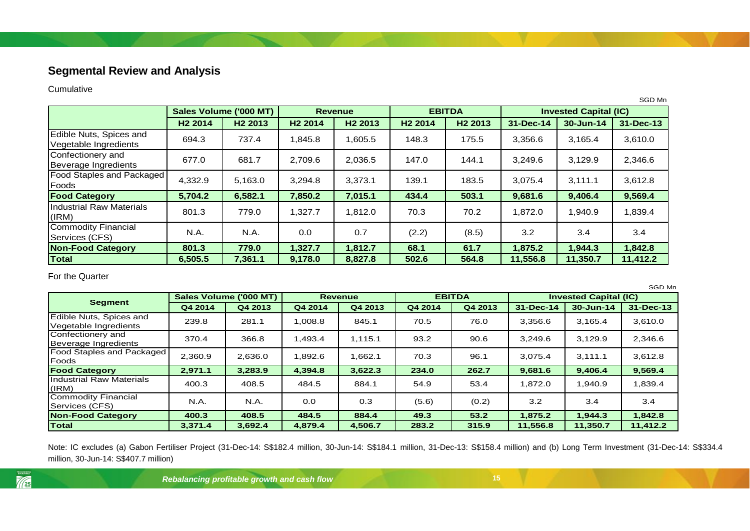## Segmental Review and Analysis

Cumulative

SGD Mn

| | Sales Volume ('000 MT) | | Revenue | | EBITDA | | Invested Capital (IC) | | |
|---|---|---|---|---|---|---|---|---|---|
| | H2 2014 | H2 2013 | H2 2014 | H2 2013 | H2 2014 | H2 2013 | 31-Dec-14 | 30-Jun-14 | 31-Dec-13 |
| Edible Nuts, Spices and Vegetable Ingredients | 694.3 | 737.4 | 1,845.8 | 1,605.5 | 148.3 | 175.5 | 3,356.6 | 3,165.4 | 3,610.0 |
| Confectionery and Beverage Ingredients | 677.0 | 681.7 | 2,709.6 | 2,036.5 | 147.0 | 144.1 | 3,249.6 | 3,129.9 | 2,346.6 |
| Food Staples and Packaged Foods | 4,332.9 | 5,163.0 | 3,294.8 | 3,373.1 | 139.1 | 183.5 | 3,075.4 | 3,111.1 | 3,612.8 |
| **Food Category** | **5,704.2** | **6,582.1** | **7,850.2** | **7,015.1** | **434.4** | **503.1** | **9,681.6** | **9,406.4** | **9,569.4** |
| Industrial Raw Materials (IRM) | 801.3 | 779.0 | 1,327.7 | 1,812.0 | 70.3 | 70.2 | 1,872.0 | 1,940.9 | 1,839.4 |
| Commodity Financial Services (CFS) | N.A. | N.A. | 0.0 | 0.7 | (2.2) | (8.5) | 3.2 | 3.4 | 3.4 |
| **Non-Food Category** | **801.3** | **779.0** | **1,327.7** | **1,812.7** | **68.1** | **61.7** | **1,875.2** | **1,944.3** | **1,842.8** |
| **Total** | **6,505.5** | **7,361.1** | **9,178.0** | **8,827.8** | **502.6** | **564.8** | **11,556.8** | **11,350.7** | **11,412.2** |

For the Quarter

SGD Mn

| Segment | Sales Volume ('000 MT) | | Revenue | | EBITDA | | Invested Capital (IC) | | |
|---|---|---|---|---|---|---|---|---|---|
| | Q4 2014 | Q4 2013 | Q4 2014 | Q4 2013 | Q4 2014 | Q4 2013 | 31-Dec-14 | 30-Jun-14 | 31-Dec-13 |
| Edible Nuts, Spices and Vegetable Ingredients | 239.8 | 281.1 | 1,008.8 | 845.1 | 70.5 | 76.0 | 3,356.6 | 3,165.4 | 3,610.0 |
| Confectionery and Beverage Ingredients | 370.4 | 366.8 | 1,493.4 | 1,115.1 | 93.2 | 90.6 | 3,249.6 | 3,129.9 | 2,346.6 |
| Food Staples and Packaged Foods | 2,360.9 | 2,636.0 | 1,892.6 | 1,662.1 | 70.3 | 96.1 | 3,075.4 | 3,111.1 | 3,612.8 |
| **Food Category** | **2,971.1** | **3,283.9** | **4,394.8** | **3,622.3** | **234.0** | **262.7** | **9,681.6** | **9,406.4** | **9,569.4** |
| Industrial Raw Materials (IRM) | 400.3 | 408.5 | 484.5 | 884.1 | 54.9 | 53.4 | 1,872.0 | 1,940.9 | 1,839.4 |
| Commodity Financial Services (CFS) | N.A. | N.A. | 0.0 | 0.3 | (5.6) | (0.2) | 3.2 | 3.4 | 3.4 |
| **Non-Food Category** | **400.3** | **408.5** | **484.5** | **884.4** | **49.3** | **53.2** | **1,875.2** | **1,944.3** | **1,842.8** |
| **Total** | **3,371.4** | **3,692.4** | **4,879.4** | **4,506.7** | **283.2** | **315.9** | **11,556.8** | **11,350.7** | **11,412.2** |

Note: IC excludes (a) Gabon Fertiliser Project (31-Dec-14: S$182.4 million, 30-Jun-14: S$184.1 million, 31-Dec-13: S$158.4 million) and (b) Long Term Investment (31-Dec-14: S$334.4 million, 30-Jun-14: S$407.7 million)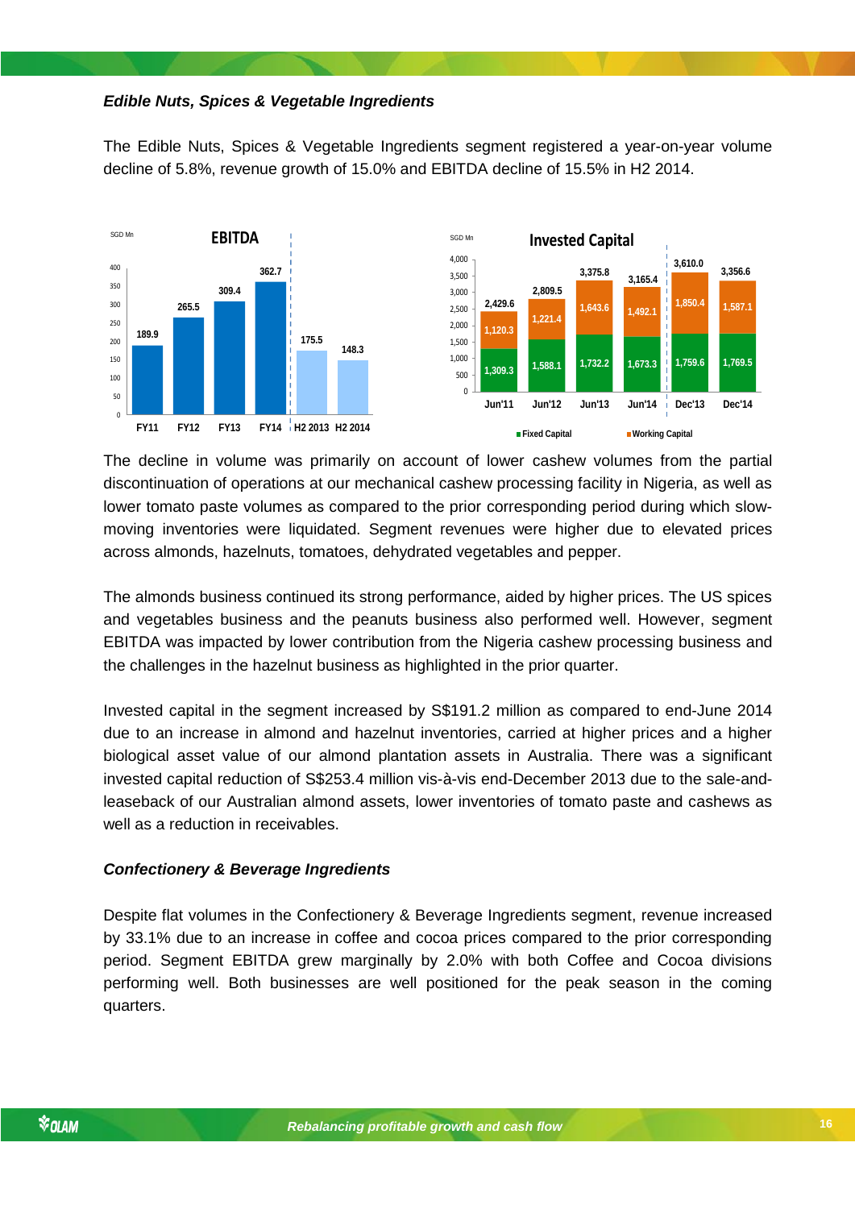***Edible Nuts, Spices & Vegetable Ingredients***

The Edible Nuts, Spices & Vegetable Ingredients segment registered a year-on-year volume decline of 5.8%, revenue growth of 15.0% and EBITDA decline of 15.5% in H2 2014.

**EBITDA** (SGD Mn)

| FY11 | FY12 | FY13 | FY14 | H2 2013 | H2 2014 |
|---|---|---|---|---|---|
| 189.9 | 265.5 | 309.4 | 362.7 | 175.5 | 148.3 |

**Invested Capital** (SGD Mn)

| | Jun'11 | Jun'12 | Jun'13 | Jun'14 | Dec'13 | Dec'14 |
|---|---|---|---|---|---|---|
| Fixed Capital | 1,309.3 | 1,588.1 | 1,732.2 | 1,673.3 | 1,759.6 | 1,769.5 |
| Working Capital | 1,120.3 | 1,221.4 | 1,643.6 | 1,492.1 | 1,850.4 | 1,587.1 |
| Total | 2,429.6 | 2,809.5 | 3,375.8 | 3,165.4 | 3,610.0 | 3,356.6 |

The decline in volume was primarily on account of lower cashew volumes from the partial discontinuation of operations at our mechanical cashew processing facility in Nigeria, as well as lower tomato paste volumes as compared to the prior corresponding period during which slow-moving inventories were liquidated. Segment revenues were higher due to elevated prices across almonds, hazelnuts, tomatoes, dehydrated vegetables and pepper.

The almonds business continued its strong performance, aided by higher prices. The US spices and vegetables business and the peanuts business also performed well. However, segment EBITDA was impacted by lower contribution from the Nigeria cashew processing business and the challenges in the hazelnut business as highlighted in the prior quarter.

Invested capital in the segment increased by S$191.2 million as compared to end-June 2014 due to an increase in almond and hazelnut inventories, carried at higher prices and a higher biological asset value of our almond plantation assets in Australia. There was a significant invested capital reduction of S$253.4 million vis-à-vis end-December 2013 due to the sale-and-leaseback of our Australian almond assets, lower inventories of tomato paste and cashews as well as a reduction in receivables.

***Confectionery & Beverage Ingredients***

Despite flat volumes in the Confectionery & Beverage Ingredients segment, revenue increased by 33.1% due to an increase in coffee and cocoa prices compared to the prior corresponding period. Segment EBITDA grew marginally by 2.0% with both Coffee and Cocoa divisions performing well. Both businesses are well positioned for the peak season in the coming quarters.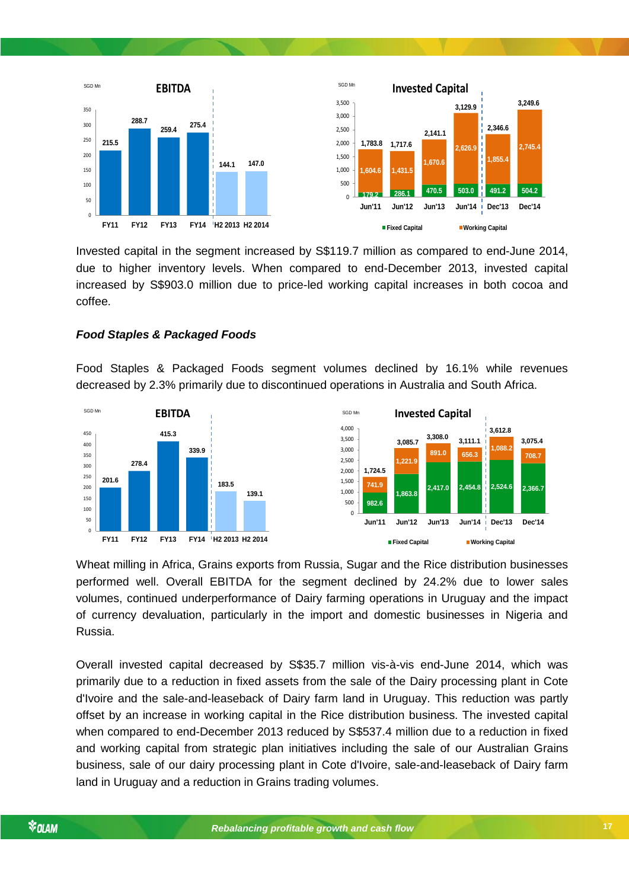**EBITDA** (SGD Mn)

| FY11 | FY12 | FY13 | FY14 | H2 2013 | H2 2014 |
|---|---|---|---|---|---|
| 215.5 | 288.7 | 259.4 | 275.4 | 144.1 | 147.0 |

**Invested Capital** (SGD Mn)

| | Jun'11 | Jun'12 | Jun'13 | Jun'14 | Dec'13 | Dec'14 |
|---|---|---|---|---|---|---|
| Fixed Capital | 179.2 | 286.1 | 470.5 | 503.0 | 491.2 | 504.2 |
| Working Capital | 1,604.6 | 1,431.5 | 1,670.6 | 2,626.9 | 1,855.4 | 2,745.4 |
| Total | 1,783.8 | 1,717.6 | 2,141.1 | 3,129.9 | 2,346.6 | 3,249.6 |

Invested capital in the segment increased by S$119.7 million as compared to end-June 2014, due to higher inventory levels. When compared to end-December 2013, invested capital increased by S$903.0 million due to price-led working capital increases in both cocoa and coffee.

### *Food Staples & Packaged Foods*

Food Staples & Packaged Foods segment volumes declined by 16.1% while revenues decreased by 2.3% primarily due to discontinued operations in Australia and South Africa.

**EBITDA** (SGD Mn)

| FY11 | FY12 | FY13 | FY14 | H2 2013 | H2 2014 |
|---|---|---|---|---|---|
| 201.6 | 278.4 | 415.3 | 339.9 | 183.5 | 139.1 |

**Invested Capital** (SGD Mn)

| | Jun'11 | Jun'12 | Jun'13 | Jun'14 | Dec'13 | Dec'14 |
|---|---|---|---|---|---|---|
| Fixed Capital | 982.6 | 1,863.8 | 2,417.0 | 2,454.8 | 2,524.6 | 2,366.7 |
| Working Capital | 741.9 | 1,221.9 | 891.0 | 656.3 | 1,088.2 | 708.7 |
| Total | 1,724.5 | 3,085.7 | 3,308.0 | 3,111.1 | 3,612.8 | 3,075.4 |

Wheat milling in Africa, Grains exports from Russia, Sugar and the Rice distribution businesses performed well. Overall EBITDA for the segment declined by 24.2% due to lower sales volumes, continued underperformance of Dairy farming operations in Uruguay and the impact of currency devaluation, particularly in the import and domestic businesses in Nigeria and Russia.

Overall invested capital decreased by S$35.7 million vis-à-vis end-June 2014, which was primarily due to a reduction in fixed assets from the sale of the Dairy processing plant in Cote d'Ivoire and the sale-and-leaseback of Dairy farm land in Uruguay. This reduction was partly offset by an increase in working capital in the Rice distribution business. The invested capital when compared to end-December 2013 reduced by S$537.4 million due to a reduction in fixed and working capital from strategic plan initiatives including the sale of our Australian Grains business, sale of our dairy processing plant in Cote d'Ivoire, sale-and-leaseback of Dairy farm land in Uruguay and a reduction in Grains trading volumes.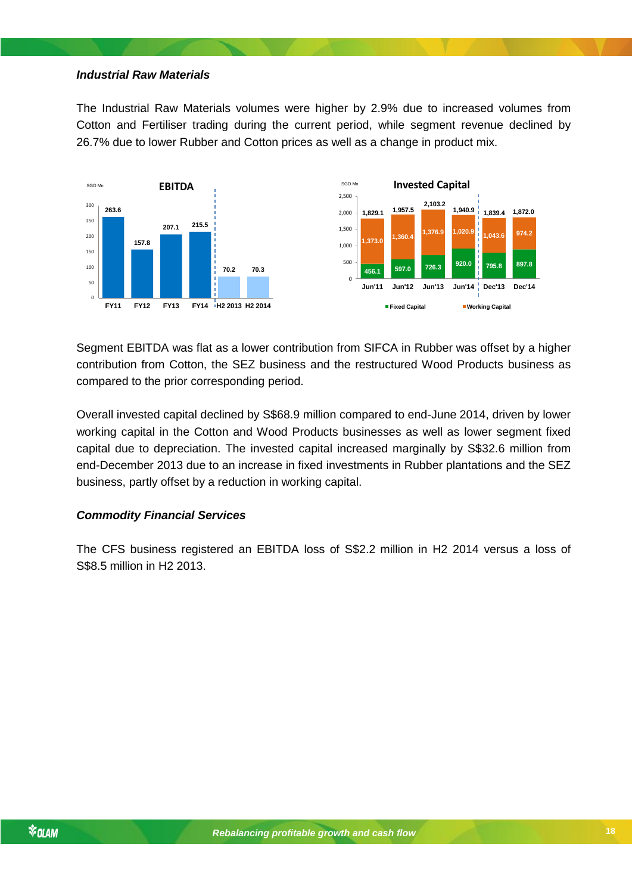### *Industrial Raw Materials*

The Industrial Raw Materials volumes were higher by 2.9% due to increased volumes from Cotton and Fertiliser trading during the current period, while segment revenue declined by 26.7% due to lower Rubber and Cotton prices as well as a change in product mix.

**EBITDA** (SGD Mn)

| FY11 | FY12 | FY13 | FY14 | H2 2013 | H2 2014 |
|---|---|---|---|---|---|
| 263.6 | 157.8 | 207.1 | 215.5 | 70.2 | 70.3 |

**Invested Capital** (SGD Mn)

| | Jun'11 | Jun'12 | Jun'13 | Jun'14 | Dec'13 | Dec'14 |
|---|---|---|---|---|---|---|
| Total | 1,829.1 | 1,957.5 | 2,103.2 | 1,940.9 | 1,839.4 | 1,872.0 |
| Working Capital | 1,373.0 | 1,360.4 | 1,376.9 | 1,020.9 | 1,043.6 | 974.2 |
| Fixed Capital | 456.1 | 597.0 | 726.3 | 920.0 | 795.8 | 897.8 |

Segment EBITDA was flat as a lower contribution from SIFCA in Rubber was offset by a higher contribution from Cotton, the SEZ business and the restructured Wood Products business as compared to the prior corresponding period.

Overall invested capital declined by S$68.9 million compared to end-June 2014, driven by lower working capital in the Cotton and Wood Products businesses as well as lower segment fixed capital due to depreciation. The invested capital increased marginally by S$32.6 million from end-December 2013 due to an increase in fixed investments in Rubber plantations and the SEZ business, partly offset by a reduction in working capital.

### *Commodity Financial Services*

The CFS business registered an EBITDA loss of S$2.2 million in H2 2014 versus a loss of S$8.5 million in H2 2013.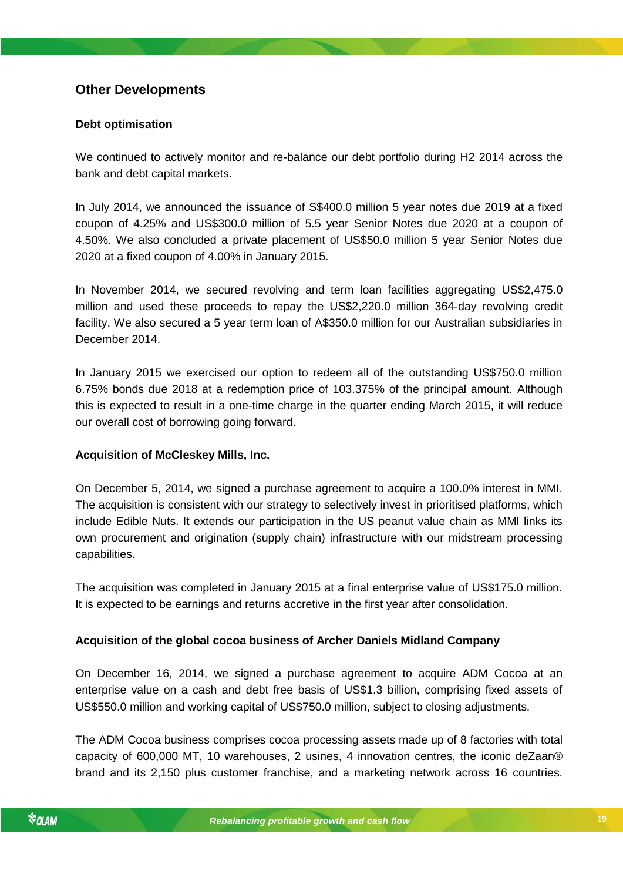## Other Developments

### Debt optimisation

We continued to actively monitor and re-balance our debt portfolio during H2 2014 across the bank and debt capital markets.

In July 2014, we announced the issuance of S$400.0 million 5 year notes due 2019 at a fixed coupon of 4.25% and US$300.0 million of 5.5 year Senior Notes due 2020 at a coupon of 4.50%. We also concluded a private placement of US$50.0 million 5 year Senior Notes due 2020 at a fixed coupon of 4.00% in January 2015.

In November 2014, we secured revolving and term loan facilities aggregating US$2,475.0 million and used these proceeds to repay the US$2,220.0 million 364-day revolving credit facility. We also secured a 5 year term loan of A$350.0 million for our Australian subsidiaries in December 2014.

In January 2015 we exercised our option to redeem all of the outstanding US$750.0 million 6.75% bonds due 2018 at a redemption price of 103.375% of the principal amount. Although this is expected to result in a one-time charge in the quarter ending March 2015, it will reduce our overall cost of borrowing going forward.

### Acquisition of McCleskey Mills, Inc.

On December 5, 2014, we signed a purchase agreement to acquire a 100.0% interest in MMI. The acquisition is consistent with our strategy to selectively invest in prioritised platforms, which include Edible Nuts. It extends our participation in the US peanut value chain as MMI links its own procurement and origination (supply chain) infrastructure with our midstream processing capabilities.

The acquisition was completed in January 2015 at a final enterprise value of US$175.0 million. It is expected to be earnings and returns accretive in the first year after consolidation.

### Acquisition of the global cocoa business of Archer Daniels Midland Company

On December 16, 2014, we signed a purchase agreement to acquire ADM Cocoa at an enterprise value on a cash and debt free basis of US$1.3 billion, comprising fixed assets of US$550.0 million and working capital of US$750.0 million, subject to closing adjustments.

The ADM Cocoa business comprises cocoa processing assets made up of 8 factories with total capacity of 600,000 MT, 10 warehouses, 2 usines, 4 innovation centres, the iconic deZaan® brand and its 2,150 plus customer franchise, and a marketing network across 16 countries.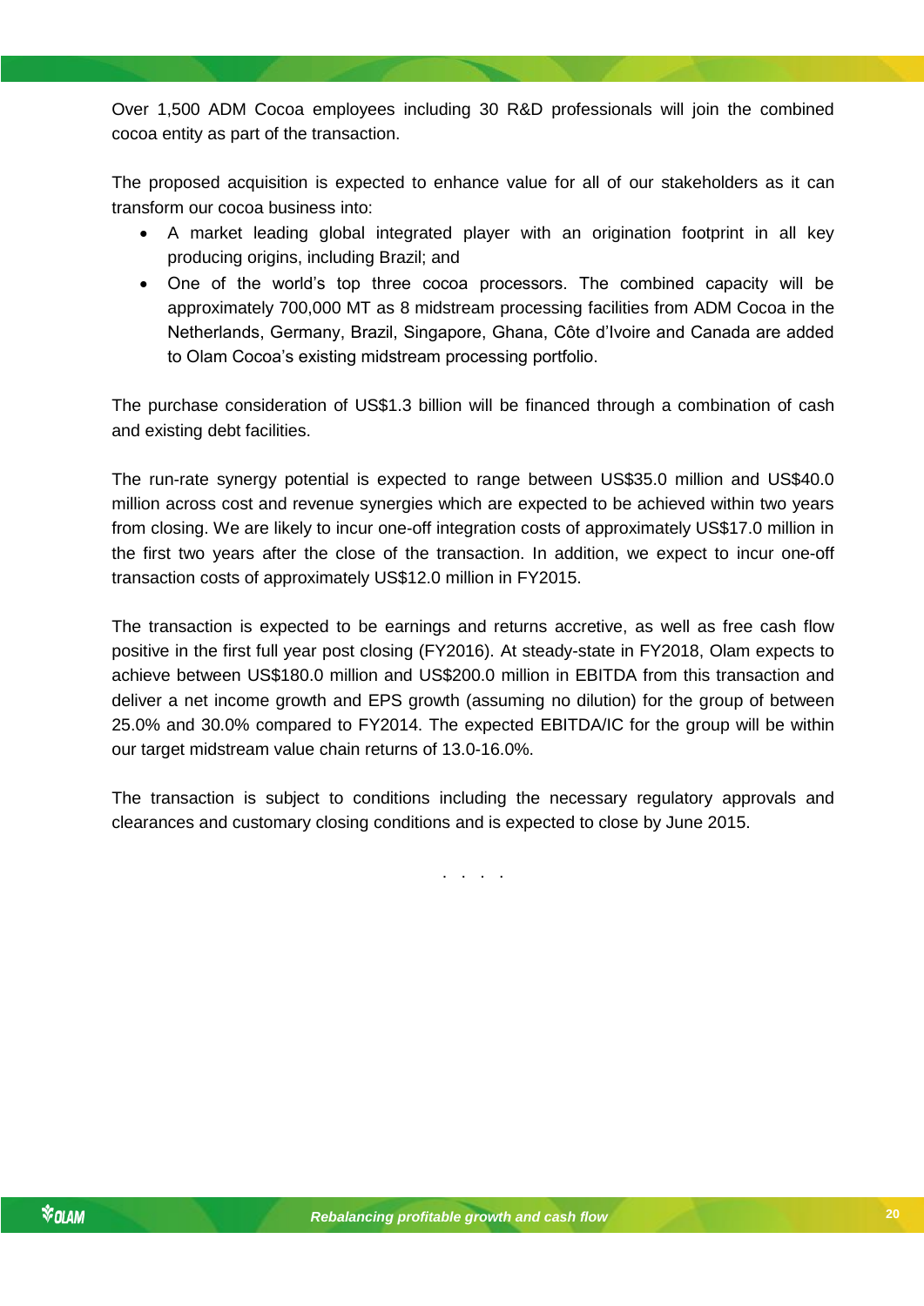Over 1,500 ADM Cocoa employees including 30 R&D professionals will join the combined cocoa entity as part of the transaction.

The proposed acquisition is expected to enhance value for all of our stakeholders as it can transform our cocoa business into:

- A market leading global integrated player with an origination footprint in all key producing origins, including Brazil; and
- One of the world's top three cocoa processors. The combined capacity will be approximately 700,000 MT as 8 midstream processing facilities from ADM Cocoa in the Netherlands, Germany, Brazil, Singapore, Ghana, Côte d'Ivoire and Canada are added to Olam Cocoa's existing midstream processing portfolio.

The purchase consideration of US$1.3 billion will be financed through a combination of cash and existing debt facilities.

The run-rate synergy potential is expected to range between US$35.0 million and US$40.0 million across cost and revenue synergies which are expected to be achieved within two years from closing. We are likely to incur one-off integration costs of approximately US$17.0 million in the first two years after the close of the transaction. In addition, we expect to incur one-off transaction costs of approximately US$12.0 million in FY2015.

The transaction is expected to be earnings and returns accretive, as well as free cash flow positive in the first full year post closing (FY2016). At steady-state in FY2018, Olam expects to achieve between US$180.0 million and US$200.0 million in EBITDA from this transaction and deliver a net income growth and EPS growth (assuming no dilution) for the group of between 25.0% and 30.0% compared to FY2014. The expected EBITDA/IC for the group will be within our target midstream value chain returns of 13.0-16.0%.

The transaction is subject to conditions including the necessary regulatory approvals and clearances and customary closing conditions and is expected to close by June 2015.

. . . .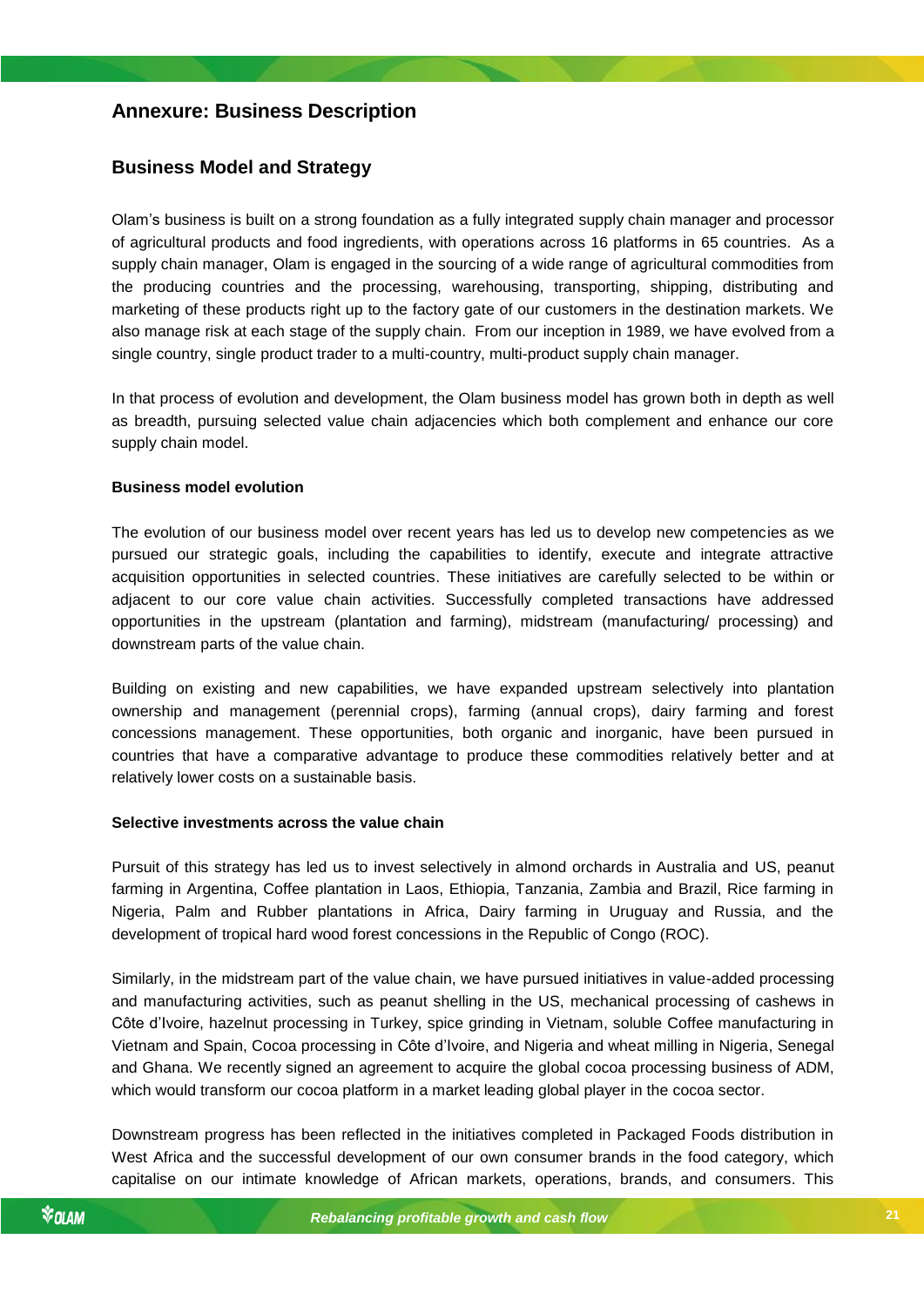## Annexure: Business Description

## Business Model and Strategy

Olam's business is built on a strong foundation as a fully integrated supply chain manager and processor of agricultural products and food ingredients, with operations across 16 platforms in 65 countries. As a supply chain manager, Olam is engaged in the sourcing of a wide range of agricultural commodities from the producing countries and the processing, warehousing, transporting, shipping, distributing and marketing of these products right up to the factory gate of our customers in the destination markets. We also manage risk at each stage of the supply chain. From our inception in 1989, we have evolved from a single country, single product trader to a multi-country, multi-product supply chain manager.

In that process of evolution and development, the Olam business model has grown both in depth as well as breadth, pursuing selected value chain adjacencies which both complement and enhance our core supply chain model.

**Business model evolution**

The evolution of our business model over recent years has led us to develop new competencies as we pursued our strategic goals, including the capabilities to identify, execute and integrate attractive acquisition opportunities in selected countries. These initiatives are carefully selected to be within or adjacent to our core value chain activities. Successfully completed transactions have addressed opportunities in the upstream (plantation and farming), midstream (manufacturing/ processing) and downstream parts of the value chain.

Building on existing and new capabilities, we have expanded upstream selectively into plantation ownership and management (perennial crops), farming (annual crops), dairy farming and forest concessions management. These opportunities, both organic and inorganic, have been pursued in countries that have a comparative advantage to produce these commodities relatively better and at relatively lower costs on a sustainable basis.

**Selective investments across the value chain**

Pursuit of this strategy has led us to invest selectively in almond orchards in Australia and US, peanut farming in Argentina, Coffee plantation in Laos, Ethiopia, Tanzania, Zambia and Brazil, Rice farming in Nigeria, Palm and Rubber plantations in Africa, Dairy farming in Uruguay and Russia, and the development of tropical hard wood forest concessions in the Republic of Congo (ROC).

Similarly, in the midstream part of the value chain, we have pursued initiatives in value-added processing and manufacturing activities, such as peanut shelling in the US, mechanical processing of cashews in Côte d'Ivoire, hazelnut processing in Turkey, spice grinding in Vietnam, soluble Coffee manufacturing in Vietnam and Spain, Cocoa processing in Côte d'Ivoire, and Nigeria and wheat milling in Nigeria, Senegal and Ghana. We recently signed an agreement to acquire the global cocoa processing business of ADM, which would transform our cocoa platform in a market leading global player in the cocoa sector.

Downstream progress has been reflected in the initiatives completed in Packaged Foods distribution in West Africa and the successful development of our own consumer brands in the food category, which capitalise on our intimate knowledge of African markets, operations, brands, and consumers. This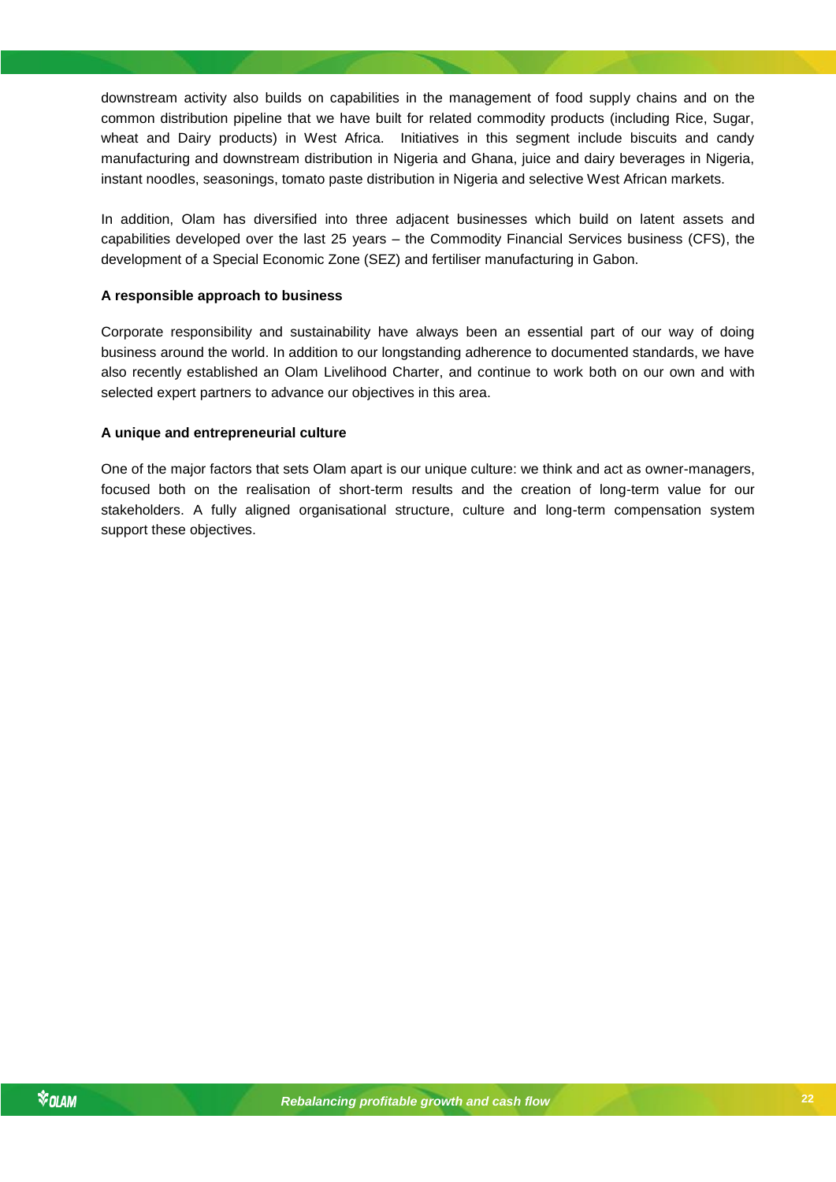downstream activity also builds on capabilities in the management of food supply chains and on the common distribution pipeline that we have built for related commodity products (including Rice, Sugar, wheat and Dairy products) in West Africa. Initiatives in this segment include biscuits and candy manufacturing and downstream distribution in Nigeria and Ghana, juice and dairy beverages in Nigeria, instant noodles, seasonings, tomato paste distribution in Nigeria and selective West African markets.

In addition, Olam has diversified into three adjacent businesses which build on latent assets and capabilities developed over the last 25 years – the Commodity Financial Services business (CFS), the development of a Special Economic Zone (SEZ) and fertiliser manufacturing in Gabon.

**A responsible approach to business**

Corporate responsibility and sustainability have always been an essential part of our way of doing business around the world. In addition to our longstanding adherence to documented standards, we have also recently established an Olam Livelihood Charter, and continue to work both on our own and with selected expert partners to advance our objectives in this area.

**A unique and entrepreneurial culture**

One of the major factors that sets Olam apart is our unique culture: we think and act as owner-managers, focused both on the realisation of short-term results and the creation of long-term value for our stakeholders. A fully aligned organisational structure, culture and long-term compensation system support these objectives.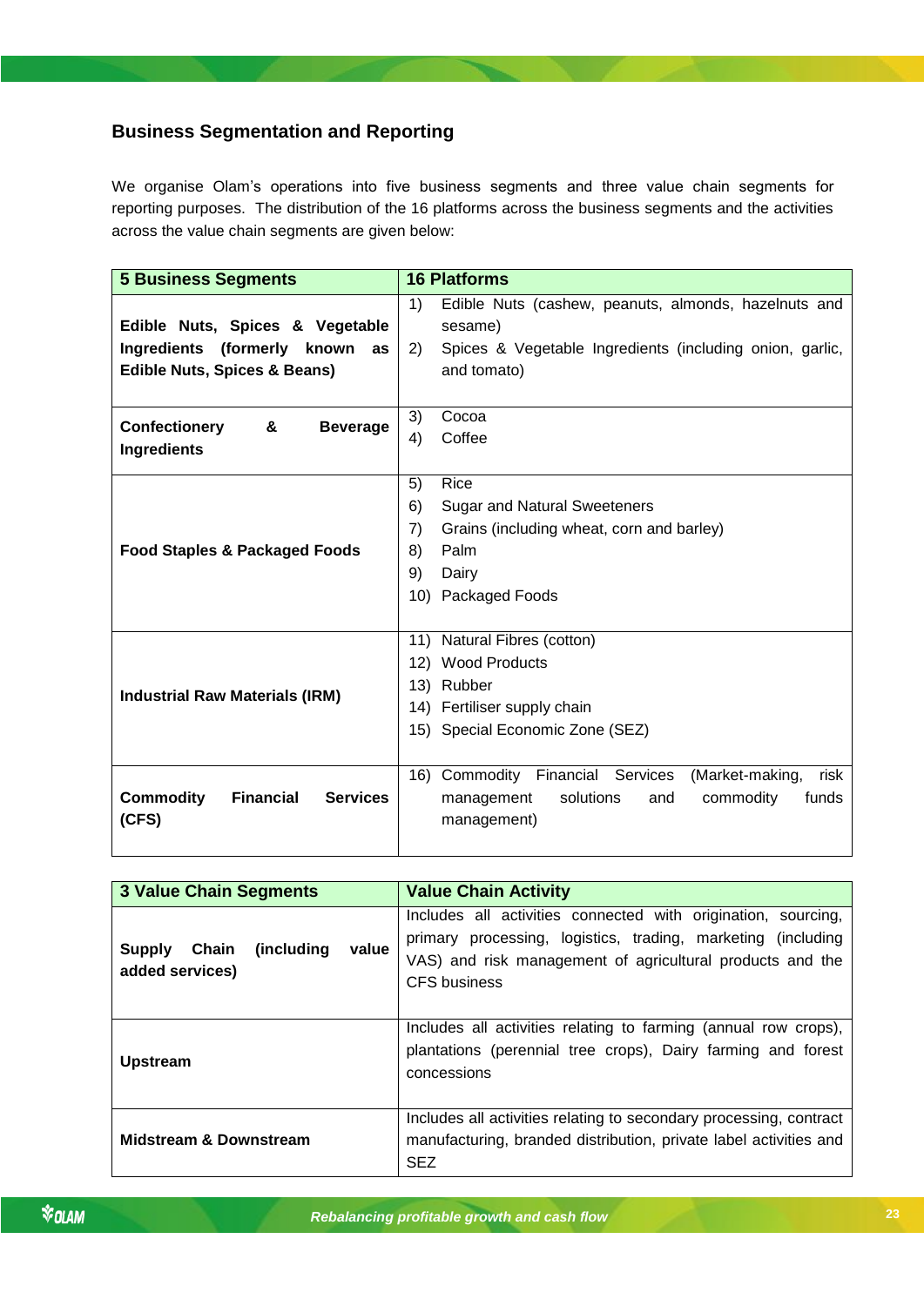## Business Segmentation and Reporting

We organise Olam's operations into five business segments and three value chain segments for reporting purposes. The distribution of the 16 platforms across the business segments and the activities across the value chain segments are given below:

| 5 Business Segments | 16 Platforms |
|---|---|
| **Edible Nuts, Spices & Vegetable Ingredients (formerly known as Edible Nuts, Spices & Beans)** | 1) Edible Nuts (cashew, peanuts, almonds, hazelnuts and sesame)<br>2) Spices & Vegetable Ingredients (including onion, garlic, and tomato) |
| **Confectionery & Beverage Ingredients** | 3) Cocoa<br>4) Coffee |
| **Food Staples & Packaged Foods** | 5) Rice<br>6) Sugar and Natural Sweeteners<br>7) Grains (including wheat, corn and barley)<br>8) Palm<br>9) Dairy<br>10) Packaged Foods |
| **Industrial Raw Materials (IRM)** | 11) Natural Fibres (cotton)<br>12) Wood Products<br>13) Rubber<br>14) Fertiliser supply chain<br>15) Special Economic Zone (SEZ) |
| **Commodity Financial Services (CFS)** | 16) Commodity Financial Services (Market-making, risk management solutions and commodity funds management) |

| 3 Value Chain Segments | Value Chain Activity |
|---|---|
| **Supply Chain (including value added services)** | Includes all activities connected with origination, sourcing, primary processing, logistics, trading, marketing (including VAS) and risk management of agricultural products and the CFS business |
| **Upstream** | Includes all activities relating to farming (annual row crops), plantations (perennial tree crops), Dairy farming and forest concessions |
| **Midstream & Downstream** | Includes all activities relating to secondary processing, contract manufacturing, branded distribution, private label activities and SEZ |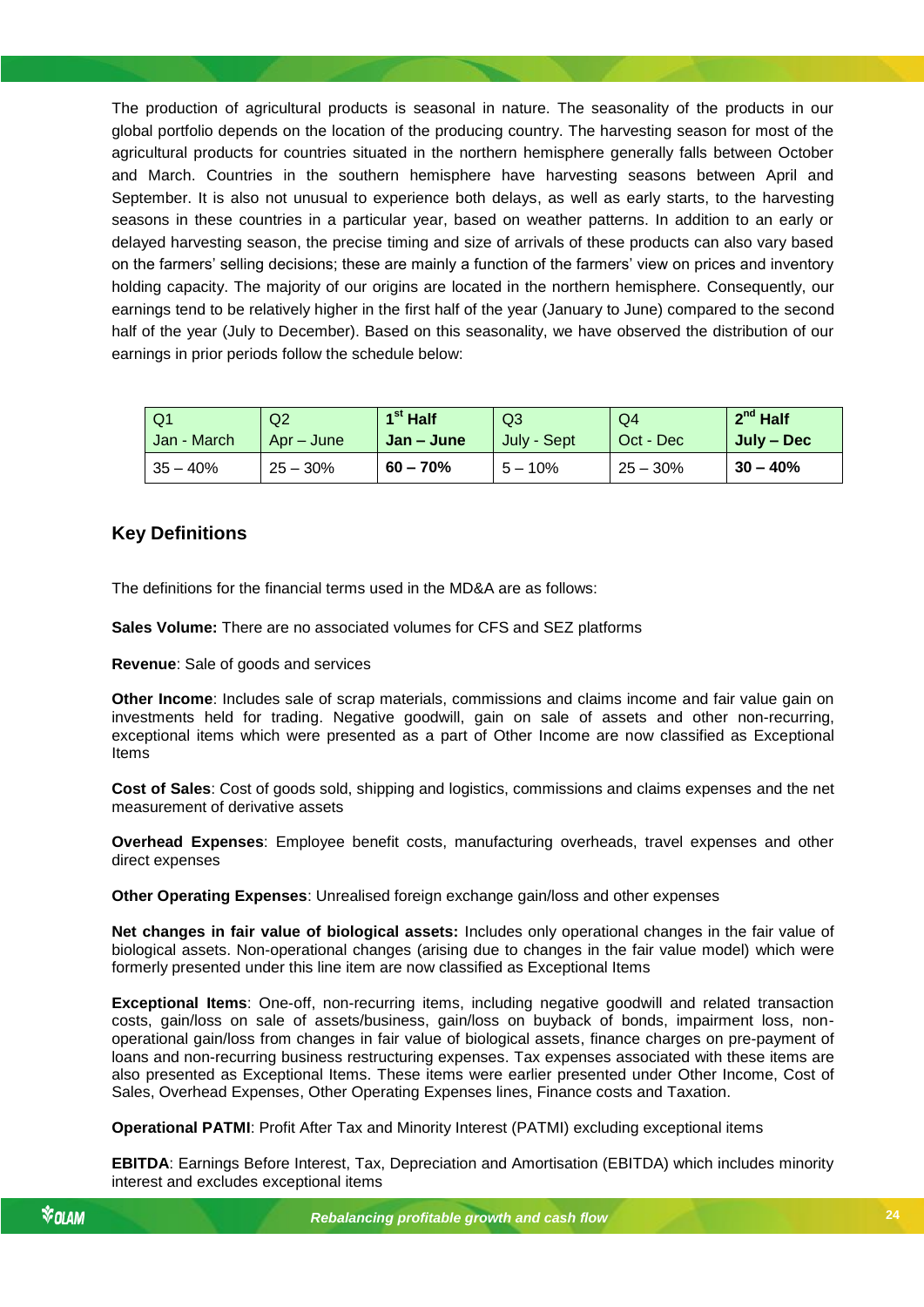The production of agricultural products is seasonal in nature. The seasonality of the products in our global portfolio depends on the location of the producing country. The harvesting season for most of the agricultural products for countries situated in the northern hemisphere generally falls between October and March. Countries in the southern hemisphere have harvesting seasons between April and September. It is also not unusual to experience both delays, as well as early starts, to the harvesting seasons in these countries in a particular year, based on weather patterns. In addition to an early or delayed harvesting season, the precise timing and size of arrivals of these products can also vary based on the farmers' selling decisions; these are mainly a function of the farmers' view on prices and inventory holding capacity. The majority of our origins are located in the northern hemisphere. Consequently, our earnings tend to be relatively higher in the first half of the year (January to June) compared to the second half of the year (July to December). Based on this seasonality, we have observed the distribution of our earnings in prior periods follow the schedule below:

| Q1 Jan - March | Q2 Apr – June | **1st Half Jan – June** | Q3 July - Sept | Q4 Oct - Dec | **2nd Half July – Dec** |
|---|---|---|---|---|---|
| 35 – 40% | 25 – 30% | **60 – 70%** | 5 – 10% | 25 – 30% | **30 – 40%** |

## Key Definitions

The definitions for the financial terms used in the MD&A are as follows:

**Sales Volume:** There are no associated volumes for CFS and SEZ platforms

**Revenue**: Sale of goods and services

**Other Income**: Includes sale of scrap materials, commissions and claims income and fair value gain on investments held for trading. Negative goodwill, gain on sale of assets and other non-recurring, exceptional items which were presented as a part of Other Income are now classified as Exceptional Items

**Cost of Sales**: Cost of goods sold, shipping and logistics, commissions and claims expenses and the net measurement of derivative assets

**Overhead Expenses**: Employee benefit costs, manufacturing overheads, travel expenses and other direct expenses

**Other Operating Expenses**: Unrealised foreign exchange gain/loss and other expenses

**Net changes in fair value of biological assets:** Includes only operational changes in the fair value of biological assets. Non-operational changes (arising due to changes in the fair value model) which were formerly presented under this line item are now classified as Exceptional Items

**Exceptional Items**: One-off, non-recurring items, including negative goodwill and related transaction costs, gain/loss on sale of assets/business, gain/loss on buyback of bonds, impairment loss, non-operational gain/loss from changes in fair value of biological assets, finance charges on pre-payment of loans and non-recurring business restructuring expenses. Tax expenses associated with these items are also presented as Exceptional Items. These items were earlier presented under Other Income, Cost of Sales, Overhead Expenses, Other Operating Expenses lines, Finance costs and Taxation.

**Operational PATMI**: Profit After Tax and Minority Interest (PATMI) excluding exceptional items

**EBITDA**: Earnings Before Interest, Tax, Depreciation and Amortisation (EBITDA) which includes minority interest and excludes exceptional items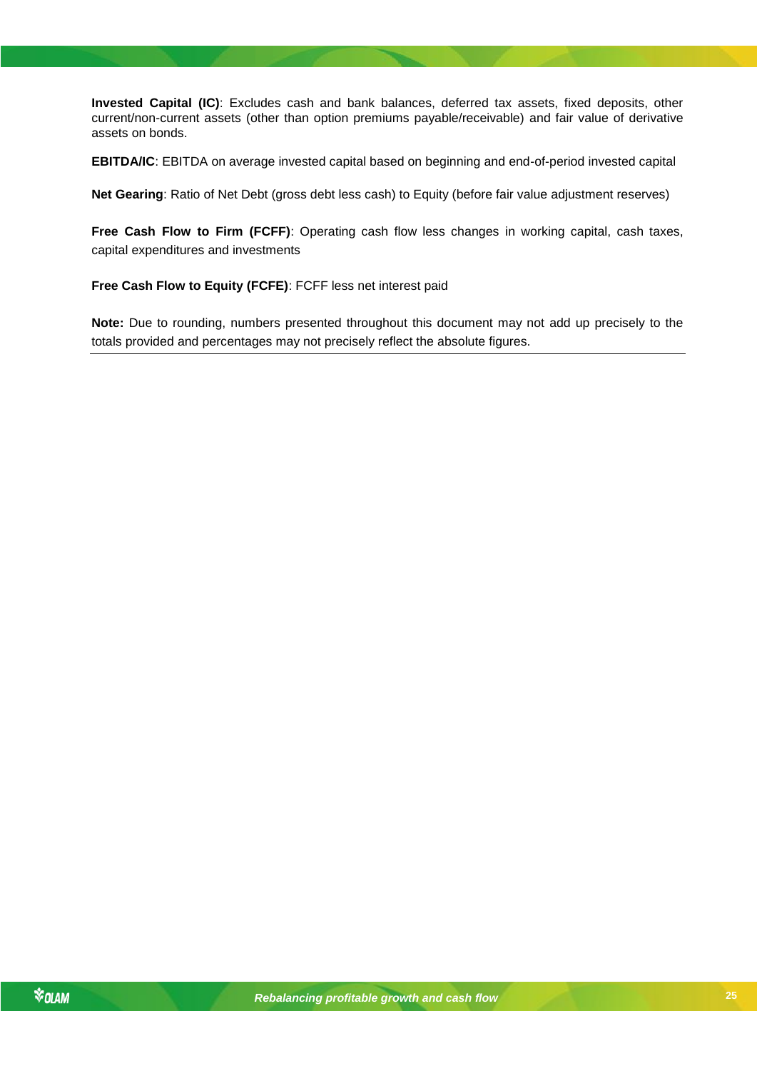**Invested Capital (IC)**: Excludes cash and bank balances, deferred tax assets, fixed deposits, other current/non-current assets (other than option premiums payable/receivable) and fair value of derivative assets on bonds.

**EBITDA/IC**: EBITDA on average invested capital based on beginning and end-of-period invested capital

**Net Gearing**: Ratio of Net Debt (gross debt less cash) to Equity (before fair value adjustment reserves)

**Free Cash Flow to Firm (FCFF)**: Operating cash flow less changes in working capital, cash taxes, capital expenditures and investments

**Free Cash Flow to Equity (FCFE)**: FCFF less net interest paid

**Note:** Due to rounding, numbers presented throughout this document may not add up precisely to the totals provided and percentages may not precisely reflect the absolute figures.